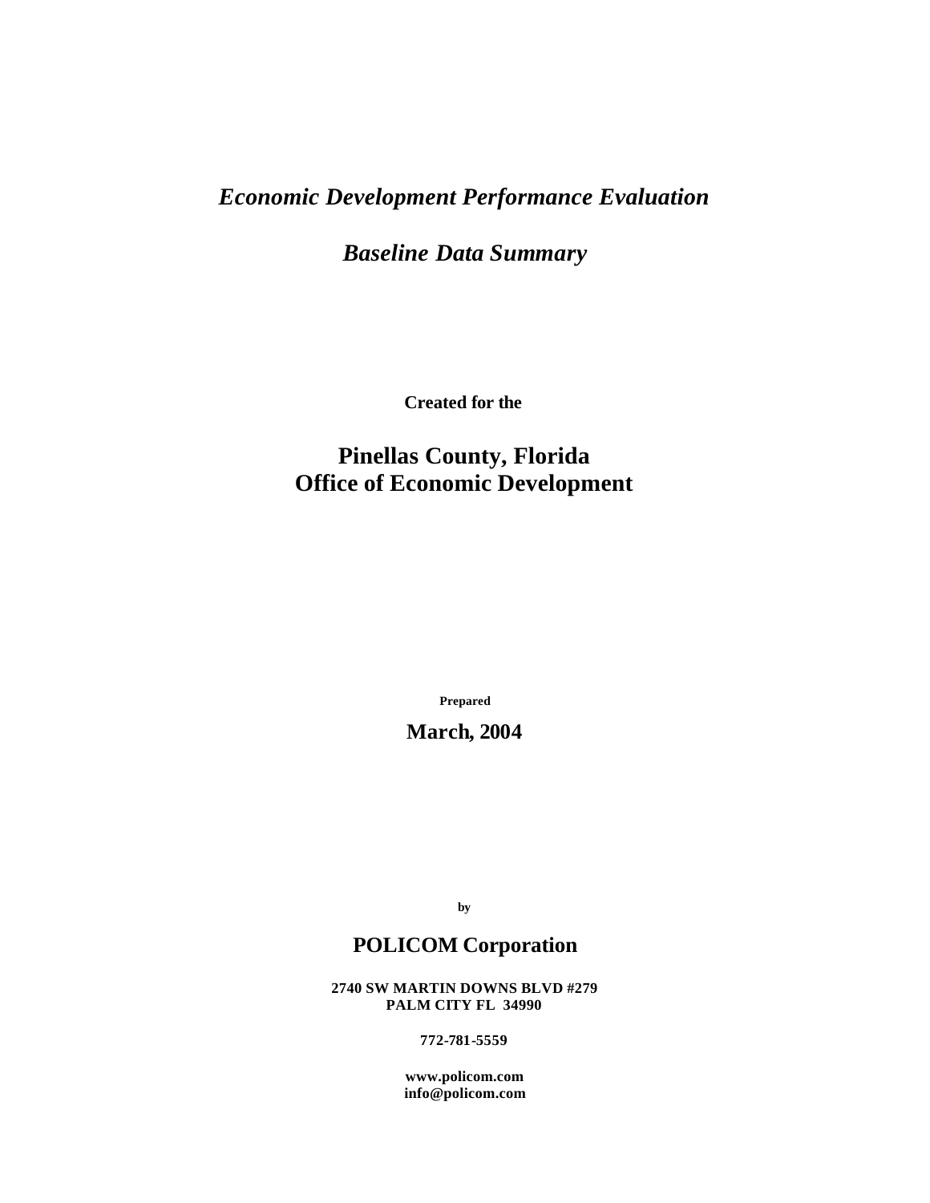# *Economic Development Performance Evaluation*

## *Baseline Data Summary*

**Created for the**

## **Pinellas County, Florida**
## **Office of Economic Development**

**Prepared**

**March, 2004**

**by**

## **POLICOM Corporation**

**2740 SW MARTIN DOWNS BLVD #279**
**PALM CITY FL 34990**

**772-781-5559**

**www.policom.com**
**info@policom.com**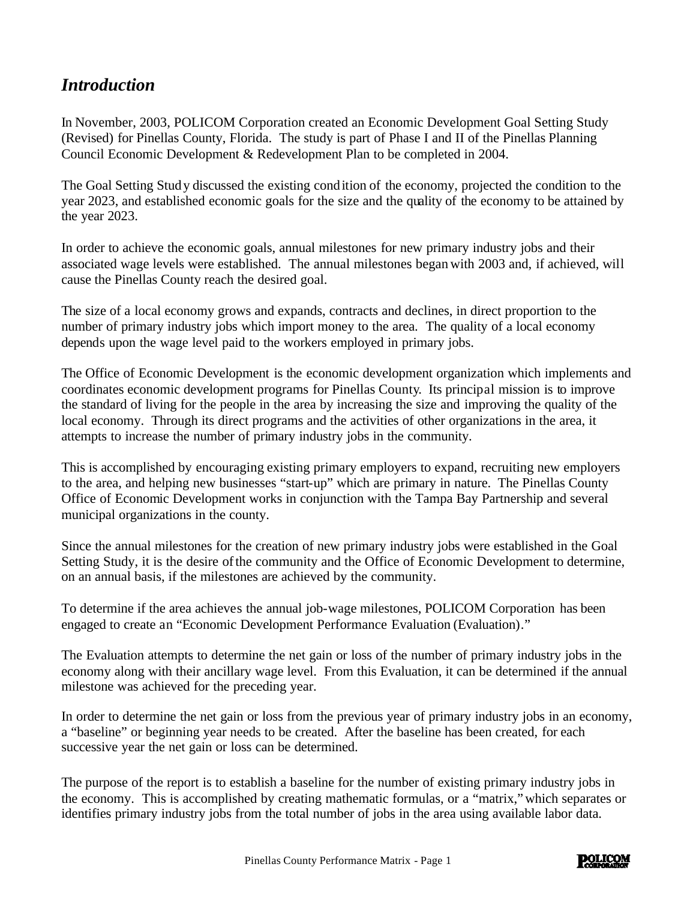## *Introduction*

In November, 2003, POLICOM Corporation created an Economic Development Goal Setting Study (Revised) for Pinellas County, Florida. The study is part of Phase I and II of the Pinellas Planning Council Economic Development & Redevelopment Plan to be completed in 2004.

The Goal Setting Study discussed the existing condition of the economy, projected the condition to the year 2023, and established economic goals for the size and the quality of the economy to be attained by the year 2023.

In order to achieve the economic goals, annual milestones for new primary industry jobs and their associated wage levels were established. The annual milestones began with 2003 and, if achieved, will cause the Pinellas County reach the desired goal.

The size of a local economy grows and expands, contracts and declines, in direct proportion to the number of primary industry jobs which import money to the area. The quality of a local economy depends upon the wage level paid to the workers employed in primary jobs.

The Office of Economic Development is the economic development organization which implements and coordinates economic development programs for Pinellas County. Its principal mission is to improve the standard of living for the people in the area by increasing the size and improving the quality of the local economy. Through its direct programs and the activities of other organizations in the area, it attempts to increase the number of primary industry jobs in the community.

This is accomplished by encouraging existing primary employers to expand, recruiting new employers to the area, and helping new businesses "start-up" which are primary in nature. The Pinellas County Office of Economic Development works in conjunction with the Tampa Bay Partnership and several municipal organizations in the county.

Since the annual milestones for the creation of new primary industry jobs were established in the Goal Setting Study, it is the desire of the community and the Office of Economic Development to determine, on an annual basis, if the milestones are achieved by the community.

To determine if the area achieves the annual job-wage milestones, POLICOM Corporation has been engaged to create an "Economic Development Performance Evaluation (Evaluation)."

The Evaluation attempts to determine the net gain or loss of the number of primary industry jobs in the economy along with their ancillary wage level. From this Evaluation, it can be determined if the annual milestone was achieved for the preceding year.

In order to determine the net gain or loss from the previous year of primary industry jobs in an economy, a "baseline" or beginning year needs to be created. After the baseline has been created, for each successive year the net gain or loss can be determined.

The purpose of the report is to establish a baseline for the number of existing primary industry jobs in the economy. This is accomplished by creating mathematic formulas, or a "matrix," which separates or identifies primary industry jobs from the total number of jobs in the area using available labor data.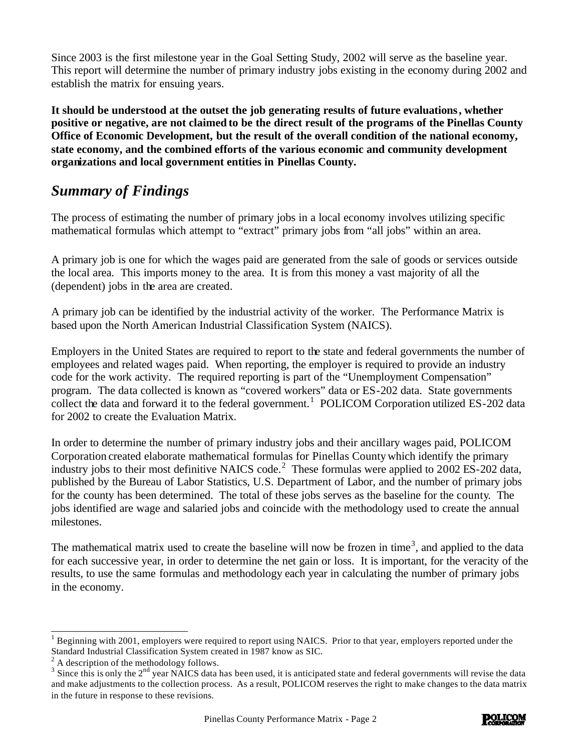Since 2003 is the first milestone year in the Goal Setting Study, 2002 will serve as the baseline year. This report will determine the number of primary industry jobs existing in the economy during 2002 and establish the matrix for ensuing years.

**It should be understood at the outset the job generating results of future evaluations, whether positive or negative, are not claimed to be the direct result of the programs of the Pinellas County Office of Economic Development, but the result of the overall condition of the national economy, state economy, and the combined efforts of the various economic and community development organizations and local government entities in Pinellas County.**

## *Summary of Findings*

The process of estimating the number of primary jobs in a local economy involves utilizing specific mathematical formulas which attempt to "extract" primary jobs from "all jobs" within an area.

A primary job is one for which the wages paid are generated from the sale of goods or services outside the local area. This imports money to the area. It is from this money a vast majority of all the (dependent) jobs in the area are created.

A primary job can be identified by the industrial activity of the worker. The Performance Matrix is based upon the North American Industrial Classification System (NAICS).

Employers in the United States are required to report to the state and federal governments the number of employees and related wages paid. When reporting, the employer is required to provide an industry code for the work activity. The required reporting is part of the "Unemployment Compensation" program. The data collected is known as "covered workers" data or ES-202 data. State governments collect the data and forward it to the federal government.[1] POLICOM Corporation utilized ES-202 data for 2002 to create the Evaluation Matrix.

In order to determine the number of primary industry jobs and their ancillary wages paid, POLICOM Corporation created elaborate mathematical formulas for Pinellas County which identify the primary industry jobs to their most definitive NAICS code.[2] These formulas were applied to 2002 ES-202 data, published by the Bureau of Labor Statistics, U.S. Department of Labor, and the number of primary jobs for the county has been determined. The total of these jobs serves as the baseline for the county. The jobs identified are wage and salaried jobs and coincide with the methodology used to create the annual milestones.

The mathematical matrix used to create the baseline will now be frozen in time[3], and applied to the data for each successive year, in order to determine the net gain or loss. It is important, for the veracity of the results, to use the same formulas and methodology each year in calculating the number of primary jobs in the economy.

---

[1] Beginning with 2001, employers were required to report using NAICS. Prior to that year, employers reported under the Standard Industrial Classification System created in 1987 know as SIC.

[2] A description of the methodology follows.

[3] Since this is only the 2nd year NAICS data has been used, it is anticipated state and federal governments will revise the data and make adjustments to the collection process. As a result, POLICOM reserves the right to make changes to the data matrix in the future in response to these revisions.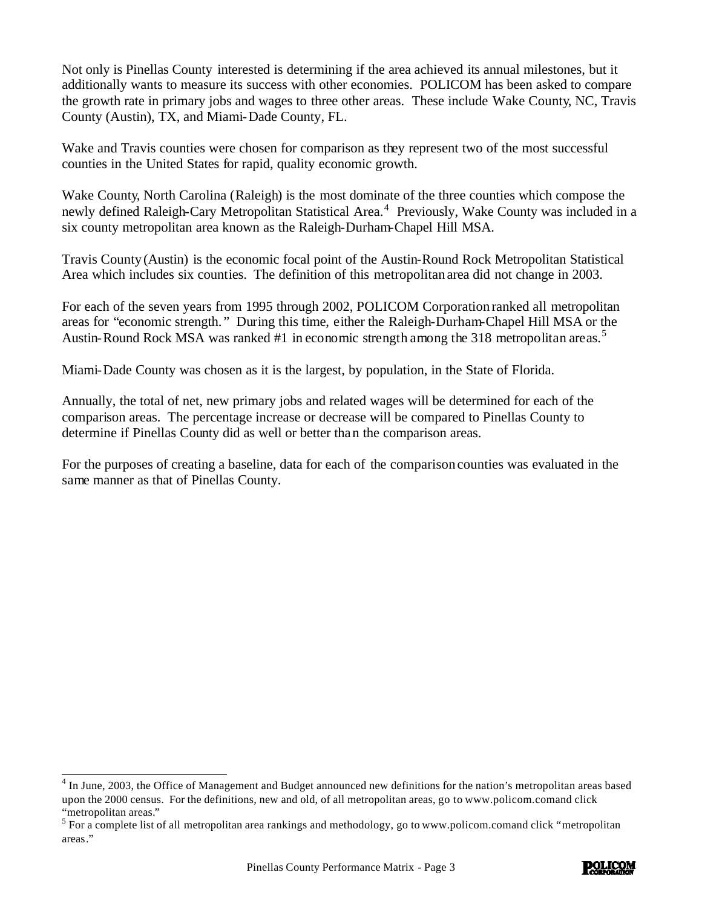Not only is Pinellas County interested is determining if the area achieved its annual milestones, but it additionally wants to measure its success with other economies. POLICOM has been asked to compare the growth rate in primary jobs and wages to three other areas. These include Wake County, NC, Travis County (Austin), TX, and Miami-Dade County, FL.

Wake and Travis counties were chosen for comparison as they represent two of the most successful counties in the United States for rapid, quality economic growth.

Wake County, North Carolina (Raleigh) is the most dominate of the three counties which compose the newly defined Raleigh-Cary Metropolitan Statistical Area.[4] Previously, Wake County was included in a six county metropolitan area known as the Raleigh-Durham-Chapel Hill MSA.

Travis County (Austin) is the economic focal point of the Austin-Round Rock Metropolitan Statistical Area which includes six counties. The definition of this metropolitan area did not change in 2003.

For each of the seven years from 1995 through 2002, POLICOM Corporation ranked all metropolitan areas for "economic strength." During this time, either the Raleigh-Durham-Chapel Hill MSA or the Austin-Round Rock MSA was ranked #1 in economic strength among the 318 metropolitan areas.[5]

Miami-Dade County was chosen as it is the largest, by population, in the State of Florida.

Annually, the total of net, new primary jobs and related wages will be determined for each of the comparison areas. The percentage increase or decrease will be compared to Pinellas County to determine if Pinellas County did as well or better than the comparison areas.

For the purposes of creating a baseline, data for each of the comparison counties was evaluated in the same manner as that of Pinellas County.

---

[4] In June, 2003, the Office of Management and Budget announced new definitions for the nation's metropolitan areas based upon the 2000 census. For the definitions, new and old, of all metropolitan areas, go to www.policom.comand click "metropolitan areas."

[5] For a complete list of all metropolitan area rankings and methodology, go to www.policom.comand click "metropolitan areas."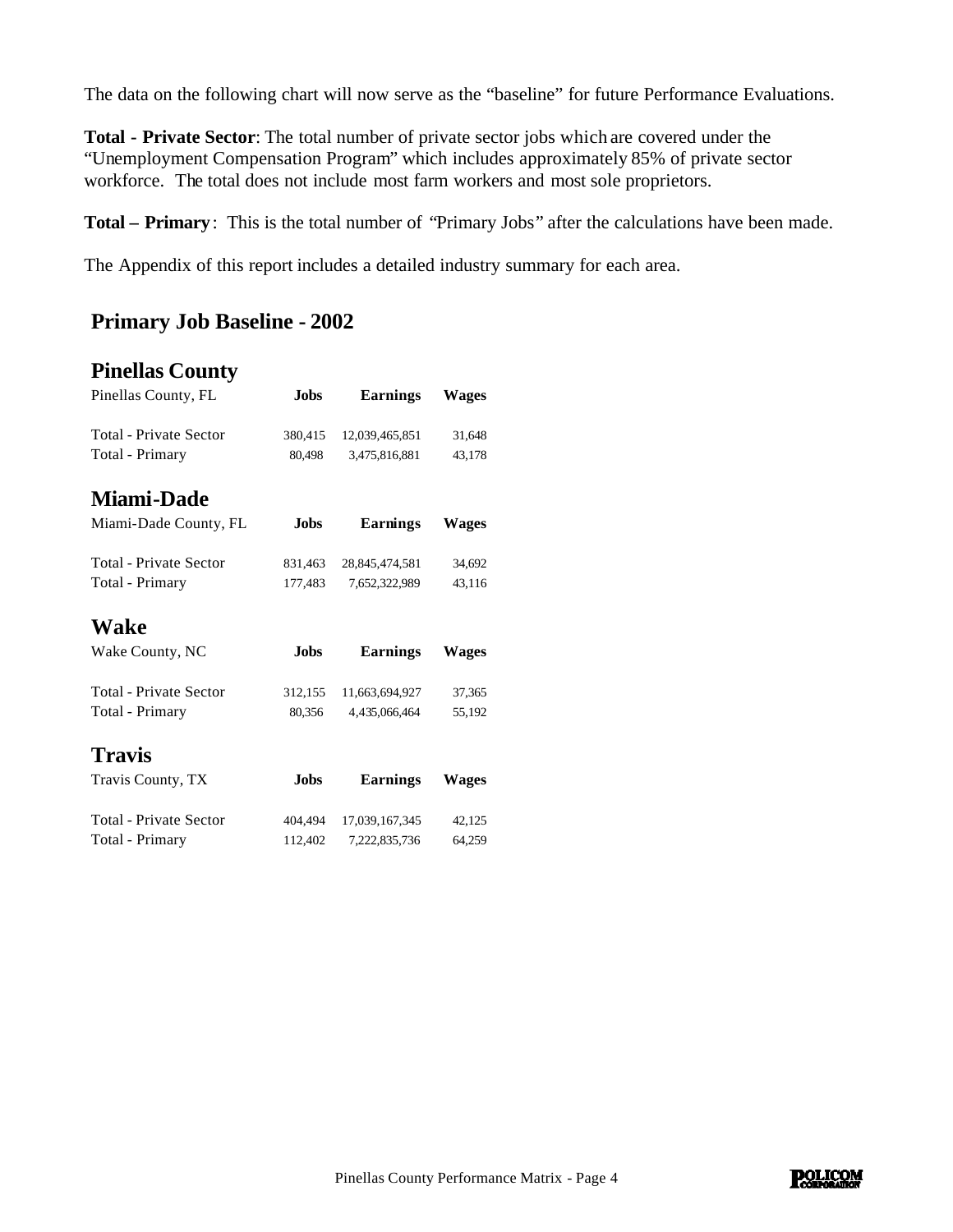The data on the following chart will now serve as the "baseline" for future Performance Evaluations.

**Total - Private Sector**: The total number of private sector jobs which are covered under the "Unemployment Compensation Program" which includes approximately 85% of private sector workforce. The total does not include most farm workers and most sole proprietors.

**Total – Primary**: This is the total number of "Primary Jobs" after the calculations have been made.

The Appendix of this report includes a detailed industry summary for each area.

## Primary Job Baseline - 2002

### Pinellas County

| Pinellas County, FL | Jobs | Earnings | Wages |
|---|---|---|---|
| Total - Private Sector | 380,415 | 12,039,465,851 | 31,648 |
| Total - Primary | 80,498 | 3,475,816,881 | 43,178 |

### Miami-Dade

| Miami-Dade County, FL | Jobs | Earnings | Wages |
|---|---|---|---|
| Total - Private Sector | 831,463 | 28,845,474,581 | 34,692 |
| Total - Primary | 177,483 | 7,652,322,989 | 43,116 |

### Wake

| Wake County, NC | Jobs | Earnings | Wages |
|---|---|---|---|
| Total - Private Sector | 312,155 | 11,663,694,927 | 37,365 |
| Total - Primary | 80,356 | 4,435,066,464 | 55,192 |

### Travis

| Travis County, TX | Jobs | Earnings | Wages |
|---|---|---|---|
| Total - Private Sector | 404,494 | 17,039,167,345 | 42,125 |
| Total - Primary | 112,402 | 7,222,835,736 | 64,259 |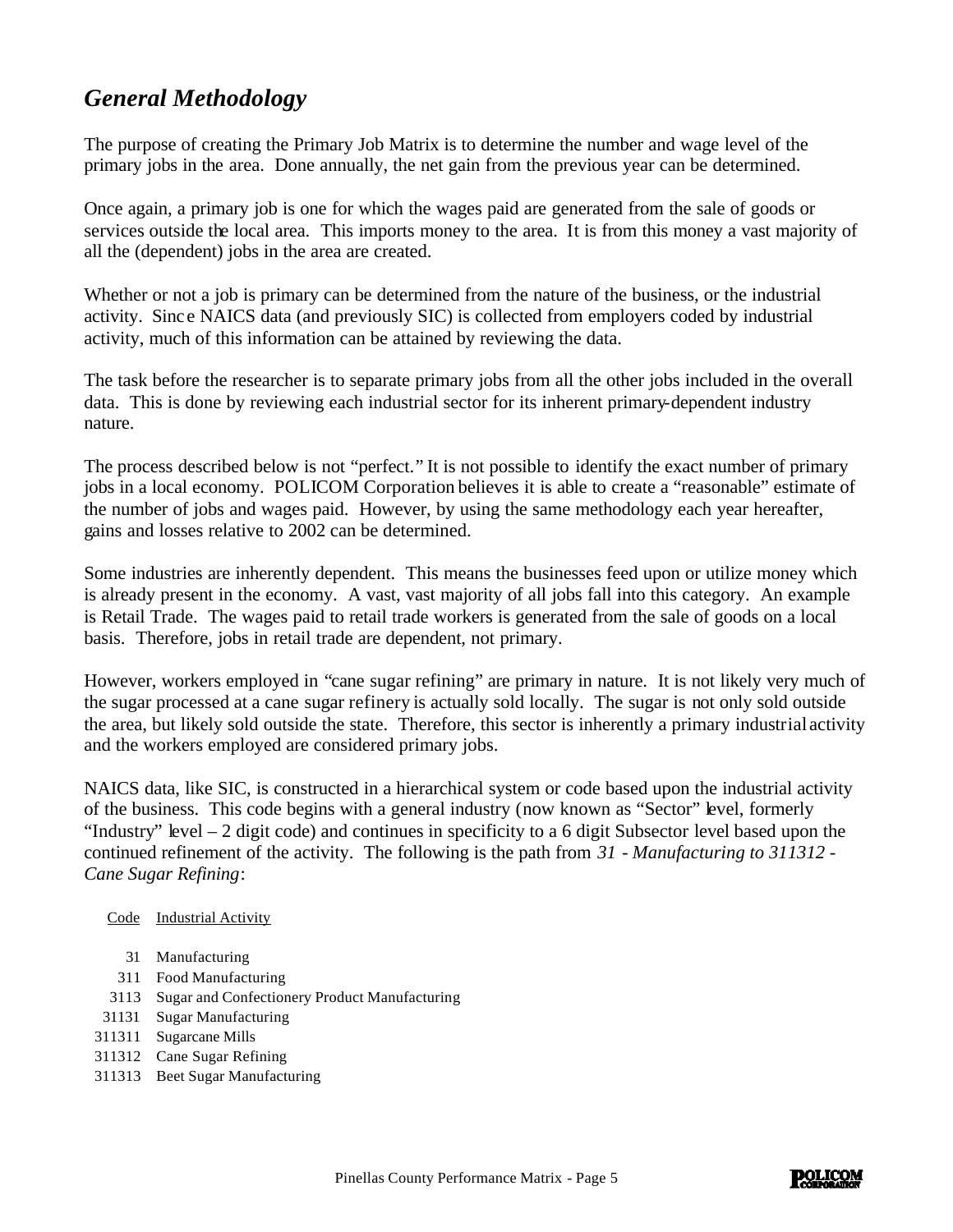## *General Methodology*

The purpose of creating the Primary Job Matrix is to determine the number and wage level of the primary jobs in the area. Done annually, the net gain from the previous year can be determined.

Once again, a primary job is one for which the wages paid are generated from the sale of goods or services outside the local area. This imports money to the area. It is from this money a vast majority of all the (dependent) jobs in the area are created.

Whether or not a job is primary can be determined from the nature of the business, or the industrial activity. Since NAICS data (and previously SIC) is collected from employers coded by industrial activity, much of this information can be attained by reviewing the data.

The task before the researcher is to separate primary jobs from all the other jobs included in the overall data. This is done by reviewing each industrial sector for its inherent primary-dependent industry nature.

The process described below is not "perfect." It is not possible to identify the exact number of primary jobs in a local economy. POLICOM Corporation believes it is able to create a "reasonable" estimate of the number of jobs and wages paid. However, by using the same methodology each year hereafter, gains and losses relative to 2002 can be determined.

Some industries are inherently dependent. This means the businesses feed upon or utilize money which is already present in the economy. A vast, vast majority of all jobs fall into this category. An example is Retail Trade. The wages paid to retail trade workers is generated from the sale of goods on a local basis. Therefore, jobs in retail trade are dependent, not primary.

However, workers employed in "cane sugar refining" are primary in nature. It is not likely very much of the sugar processed at a cane sugar refinery is actually sold locally. The sugar is not only sold outside the area, but likely sold outside the state. Therefore, this sector is inherently a primary industrial activity and the workers employed are considered primary jobs.

NAICS data, like SIC, is constructed in a hierarchical system or code based upon the industrial activity of the business. This code begins with a general industry (now known as "Sector" level, formerly "Industry" level – 2 digit code) and continues in specificity to a 6 digit Subsector level based upon the continued refinement of the activity. The following is the path from *31 - Manufacturing to 311312 - Cane Sugar Refining*:

| Code | Industrial Activity |
|---|---|
| 31 | Manufacturing |
| 311 | Food Manufacturing |
| 3113 | Sugar and Confectionery Product Manufacturing |
| 31131 | Sugar Manufacturing |
| 311311 | Sugarcane Mills |
| 311312 | Cane Sugar Refining |
| 311313 | Beet Sugar Manufacturing |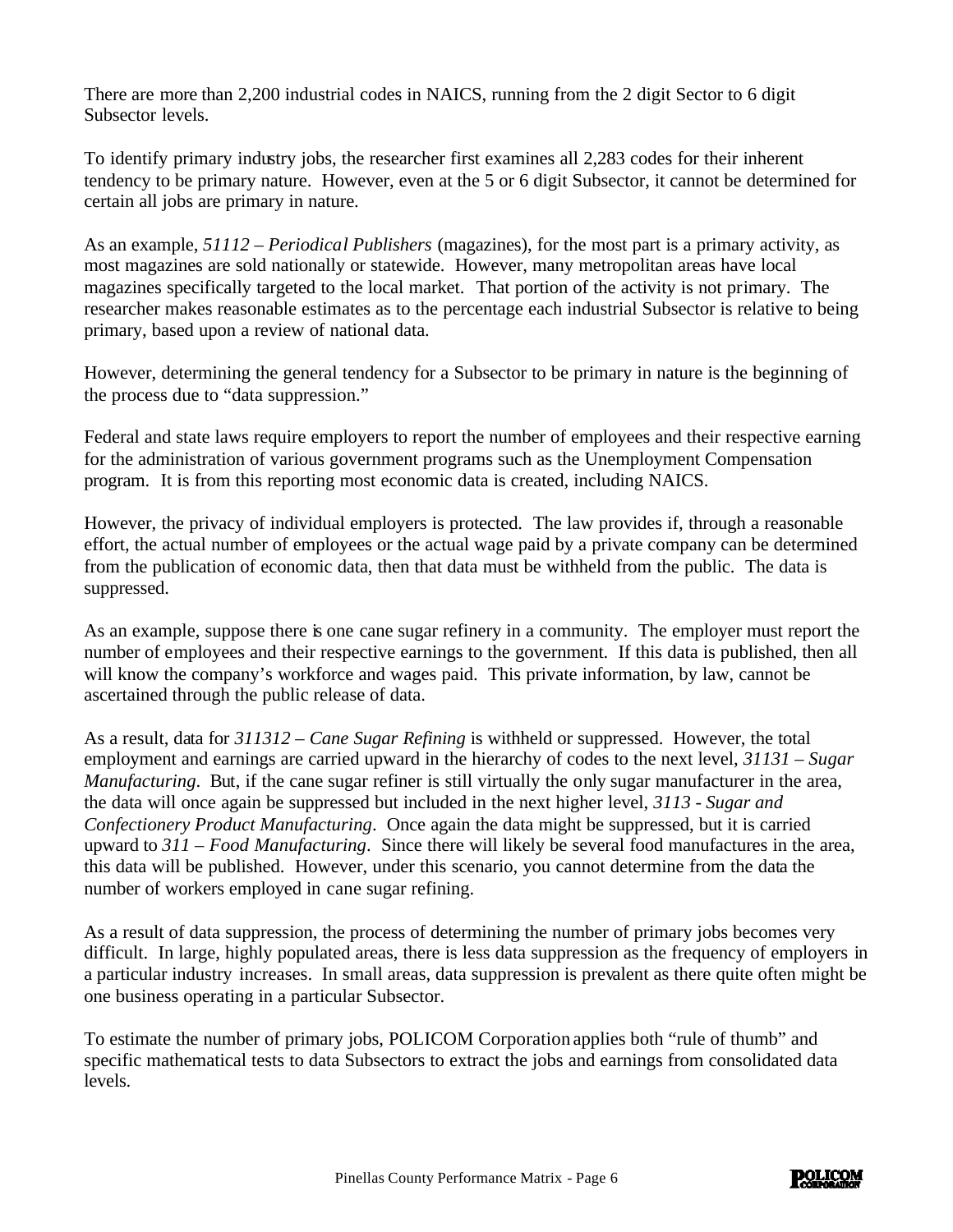There are more than 2,200 industrial codes in NAICS, running from the 2 digit Sector to 6 digit Subsector levels.

To identify primary industry jobs, the researcher first examines all 2,283 codes for their inherent tendency to be primary nature. However, even at the 5 or 6 digit Subsector, it cannot be determined for certain all jobs are primary in nature.

As an example, *51112 – Periodical Publishers* (magazines), for the most part is a primary activity, as most magazines are sold nationally or statewide. However, many metropolitan areas have local magazines specifically targeted to the local market. That portion of the activity is not primary. The researcher makes reasonable estimates as to the percentage each industrial Subsector is relative to being primary, based upon a review of national data.

However, determining the general tendency for a Subsector to be primary in nature is the beginning of the process due to "data suppression."

Federal and state laws require employers to report the number of employees and their respective earning for the administration of various government programs such as the Unemployment Compensation program. It is from this reporting most economic data is created, including NAICS.

However, the privacy of individual employers is protected. The law provides if, through a reasonable effort, the actual number of employees or the actual wage paid by a private company can be determined from the publication of economic data, then that data must be withheld from the public. The data is suppressed.

As an example, suppose there is one cane sugar refinery in a community. The employer must report the number of employees and their respective earnings to the government. If this data is published, then all will know the company's workforce and wages paid. This private information, by law, cannot be ascertained through the public release of data.

As a result, data for *311312 – Cane Sugar Refining* is withheld or suppressed. However, the total employment and earnings are carried upward in the hierarchy of codes to the next level, *31131 – Sugar Manufacturing*. But, if the cane sugar refiner is still virtually the only sugar manufacturer in the area, the data will once again be suppressed but included in the next higher level, *3113 - Sugar and Confectionery Product Manufacturing*. Once again the data might be suppressed, but it is carried upward to *311 – Food Manufacturing*. Since there will likely be several food manufactures in the area, this data will be published. However, under this scenario, you cannot determine from the data the number of workers employed in cane sugar refining.

As a result of data suppression, the process of determining the number of primary jobs becomes very difficult. In large, highly populated areas, there is less data suppression as the frequency of employers in a particular industry increases. In small areas, data suppression is prevalent as there quite often might be one business operating in a particular Subsector.

To estimate the number of primary jobs, POLICOM Corporation applies both "rule of thumb" and specific mathematical tests to data Subsectors to extract the jobs and earnings from consolidated data levels.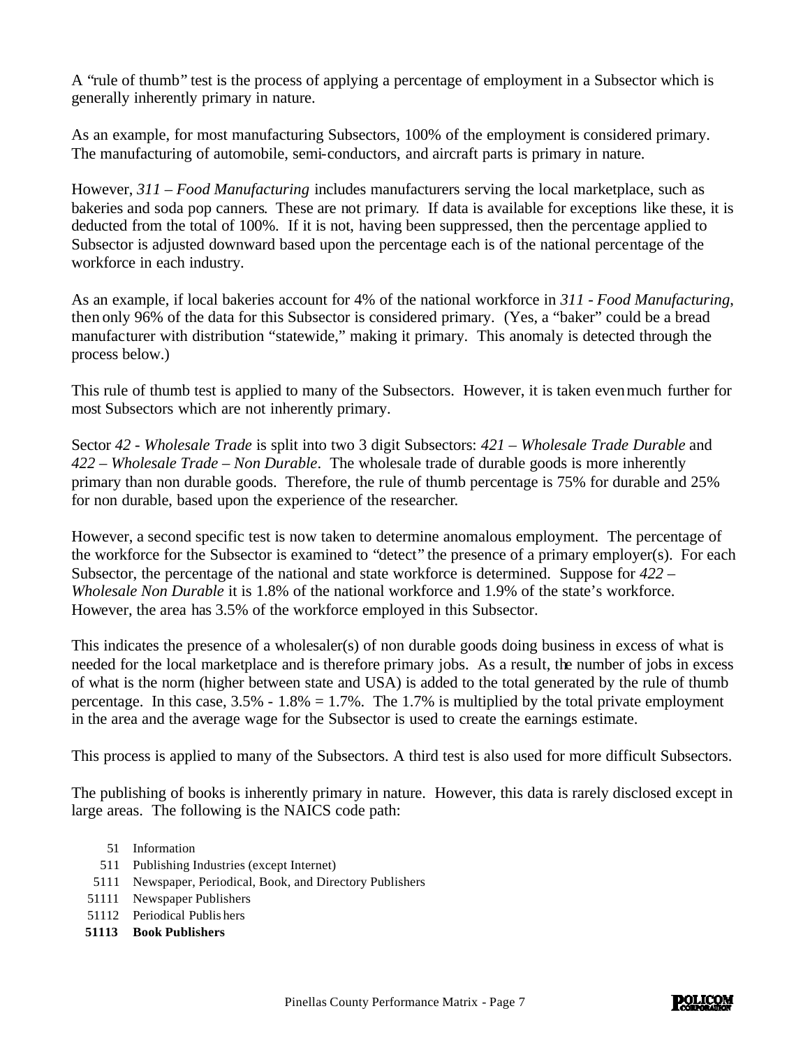A "rule of thumb" test is the process of applying a percentage of employment in a Subsector which is generally inherently primary in nature.

As an example, for most manufacturing Subsectors, 100% of the employment is considered primary. The manufacturing of automobile, semi-conductors, and aircraft parts is primary in nature.

However, *311 – Food Manufacturing* includes manufacturers serving the local marketplace, such as bakeries and soda pop canners. These are not primary. If data is available for exceptions like these, it is deducted from the total of 100%. If it is not, having been suppressed, then the percentage applied to Subsector is adjusted downward based upon the percentage each is of the national percentage of the workforce in each industry.

As an example, if local bakeries account for 4% of the national workforce in *311 - Food Manufacturing*, then only 96% of the data for this Subsector is considered primary. (Yes, a "baker" could be a bread manufacturer with distribution "statewide," making it primary. This anomaly is detected through the process below.)

This rule of thumb test is applied to many of the Subsectors. However, it is taken even much further for most Subsectors which are not inherently primary.

Sector *42 - Wholesale Trade* is split into two 3 digit Subsectors: *421 – Wholesale Trade Durable* and *422 – Wholesale Trade – Non Durable*. The wholesale trade of durable goods is more inherently primary than non durable goods. Therefore, the rule of thumb percentage is 75% for durable and 25% for non durable, based upon the experience of the researcher.

However, a second specific test is now taken to determine anomalous employment. The percentage of the workforce for the Subsector is examined to "detect" the presence of a primary employer(s). For each Subsector, the percentage of the national and state workforce is determined. Suppose for *422 – Wholesale Non Durable* it is 1.8% of the national workforce and 1.9% of the state's workforce. However, the area has 3.5% of the workforce employed in this Subsector.

This indicates the presence of a wholesaler(s) of non durable goods doing business in excess of what is needed for the local marketplace and is therefore primary jobs. As a result, the number of jobs in excess of what is the norm (higher between state and USA) is added to the total generated by the rule of thumb percentage. In this case, 3.5% - 1.8% = 1.7%. The 1.7% is multiplied by the total private employment in the area and the average wage for the Subsector is used to create the earnings estimate.

This process is applied to many of the Subsectors. A third test is also used for more difficult Subsectors.

The publishing of books is inherently primary in nature. However, this data is rarely disclosed except in large areas. The following is the NAICS code path:

| | |
|---|---|
| 51 | Information |
| 511 | Publishing Industries (except Internet) |
| 5111 | Newspaper, Periodical, Book, and Directory Publishers |
| 51111 | Newspaper Publishers |
| 51112 | Periodical Publishers |
| **51113** | **Book Publishers** |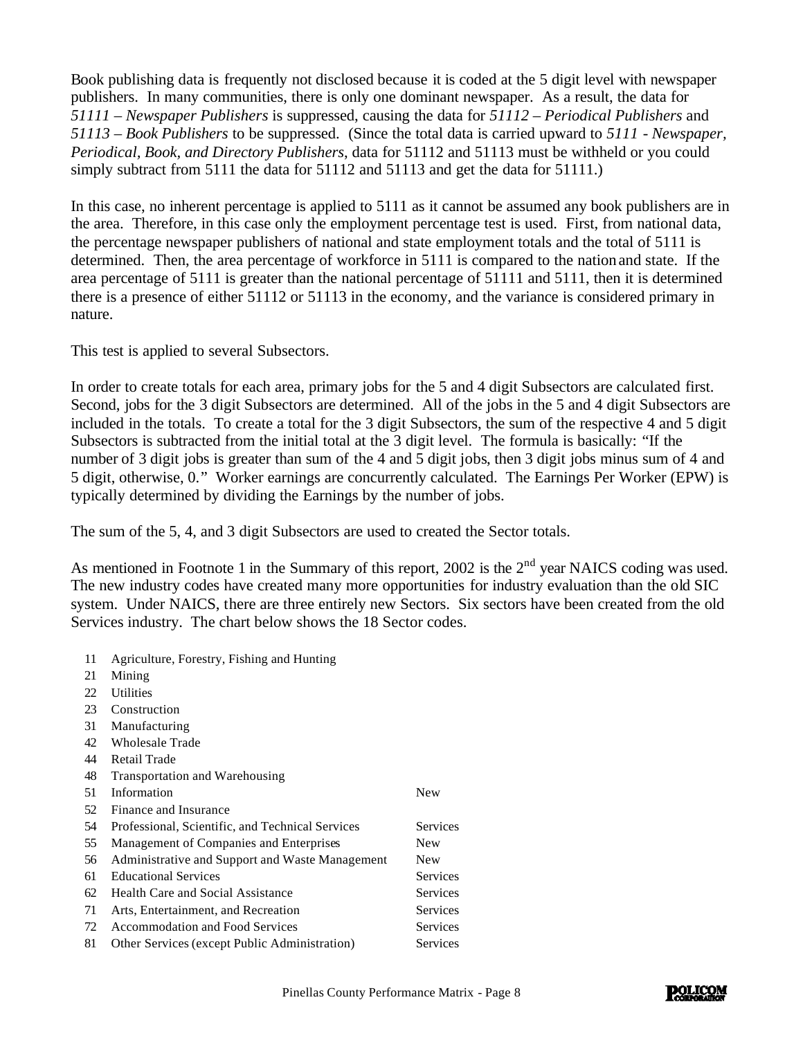Book publishing data is frequently not disclosed because it is coded at the 5 digit level with newspaper publishers. In many communities, there is only one dominant newspaper. As a result, the data for *51111 – Newspaper Publishers* is suppressed, causing the data for *51112 – Periodical Publishers* and *51113 – Book Publishers* to be suppressed. (Since the total data is carried upward to *5111 - Newspaper, Periodical, Book, and Directory Publishers*, data for 51112 and 51113 must be withheld or you could simply subtract from 5111 the data for 51112 and 51113 and get the data for 51111.)

In this case, no inherent percentage is applied to 5111 as it cannot be assumed any book publishers are in the area. Therefore, in this case only the employment percentage test is used. First, from national data, the percentage newspaper publishers of national and state employment totals and the total of 5111 is determined. Then, the area percentage of workforce in 5111 is compared to the nation and state. If the area percentage of 5111 is greater than the national percentage of 51111 and 5111, then it is determined there is a presence of either 51112 or 51113 in the economy, and the variance is considered primary in nature.

This test is applied to several Subsectors.

In order to create totals for each area, primary jobs for the 5 and 4 digit Subsectors are calculated first. Second, jobs for the 3 digit Subsectors are determined. All of the jobs in the 5 and 4 digit Subsectors are included in the totals. To create a total for the 3 digit Subsectors, the sum of the respective 4 and 5 digit Subsectors is subtracted from the initial total at the 3 digit level. The formula is basically: "If the number of 3 digit jobs is greater than sum of the 4 and 5 digit jobs, then 3 digit jobs minus sum of 4 and 5 digit, otherwise, 0." Worker earnings are concurrently calculated. The Earnings Per Worker (EPW) is typically determined by dividing the Earnings by the number of jobs.

The sum of the 5, 4, and 3 digit Subsectors are used to created the Sector totals.

As mentioned in Footnote 1 in the Summary of this report, 2002 is the 2nd year NAICS coding was used. The new industry codes have created many more opportunities for industry evaluation than the old SIC system. Under NAICS, there are three entirely new Sectors. Six sectors have been created from the old Services industry. The chart below shows the 18 Sector codes.

| | | |
|---|---|---|
| 11 | Agriculture, Forestry, Fishing and Hunting | |
| 21 | Mining | |
| 22 | Utilities | |
| 23 | Construction | |
| 31 | Manufacturing | |
| 42 | Wholesale Trade | |
| 44 | Retail Trade | |
| 48 | Transportation and Warehousing | |
| 51 | Information | New |
| 52 | Finance and Insurance | |
| 54 | Professional, Scientific, and Technical Services | Services |
| 55 | Management of Companies and Enterprises | New |
| 56 | Administrative and Support and Waste Management | New |
| 61 | Educational Services | Services |
| 62 | Health Care and Social Assistance | Services |
| 71 | Arts, Entertainment, and Recreation | Services |
| 72 | Accommodation and Food Services | Services |
| 81 | Other Services (except Public Administration) | Services |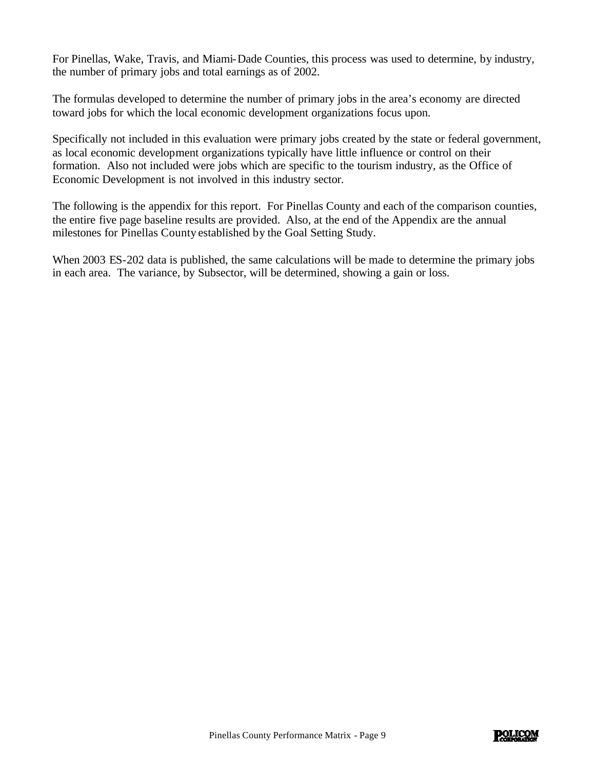For Pinellas, Wake, Travis, and Miami-Dade Counties, this process was used to determine, by industry, the number of primary jobs and total earnings as of 2002.

The formulas developed to determine the number of primary jobs in the area's economy are directed toward jobs for which the local economic development organizations focus upon.

Specifically not included in this evaluation were primary jobs created by the state or federal government, as local economic development organizations typically have little influence or control on their formation. Also not included were jobs which are specific to the tourism industry, as the Office of Economic Development is not involved in this industry sector.

The following is the appendix for this report. For Pinellas County and each of the comparison counties, the entire five page baseline results are provided. Also, at the end of the Appendix are the annual milestones for Pinellas County established by the Goal Setting Study.

When 2003 ES-202 data is published, the same calculations will be made to determine the primary jobs in each area. The variance, by Subsector, will be determined, showing a gain or loss.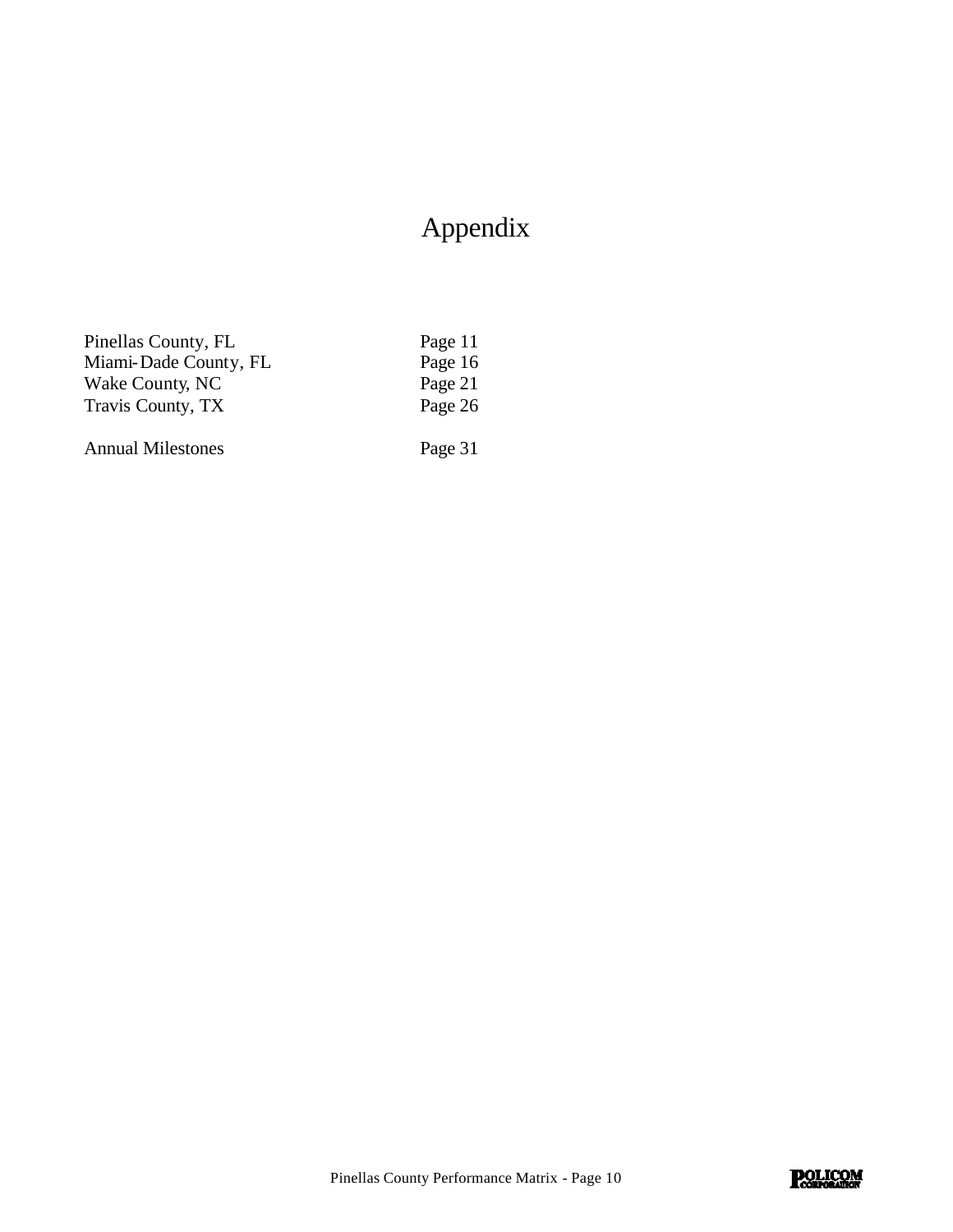# Appendix

| | |
|---|---|
| Pinellas County, FL | Page 11 |
| Miami-Dade County, FL | Page 16 |
| Wake County, NC | Page 21 |
| Travis County, TX | Page 26 |
| | |
| Annual Milestones | Page 31 |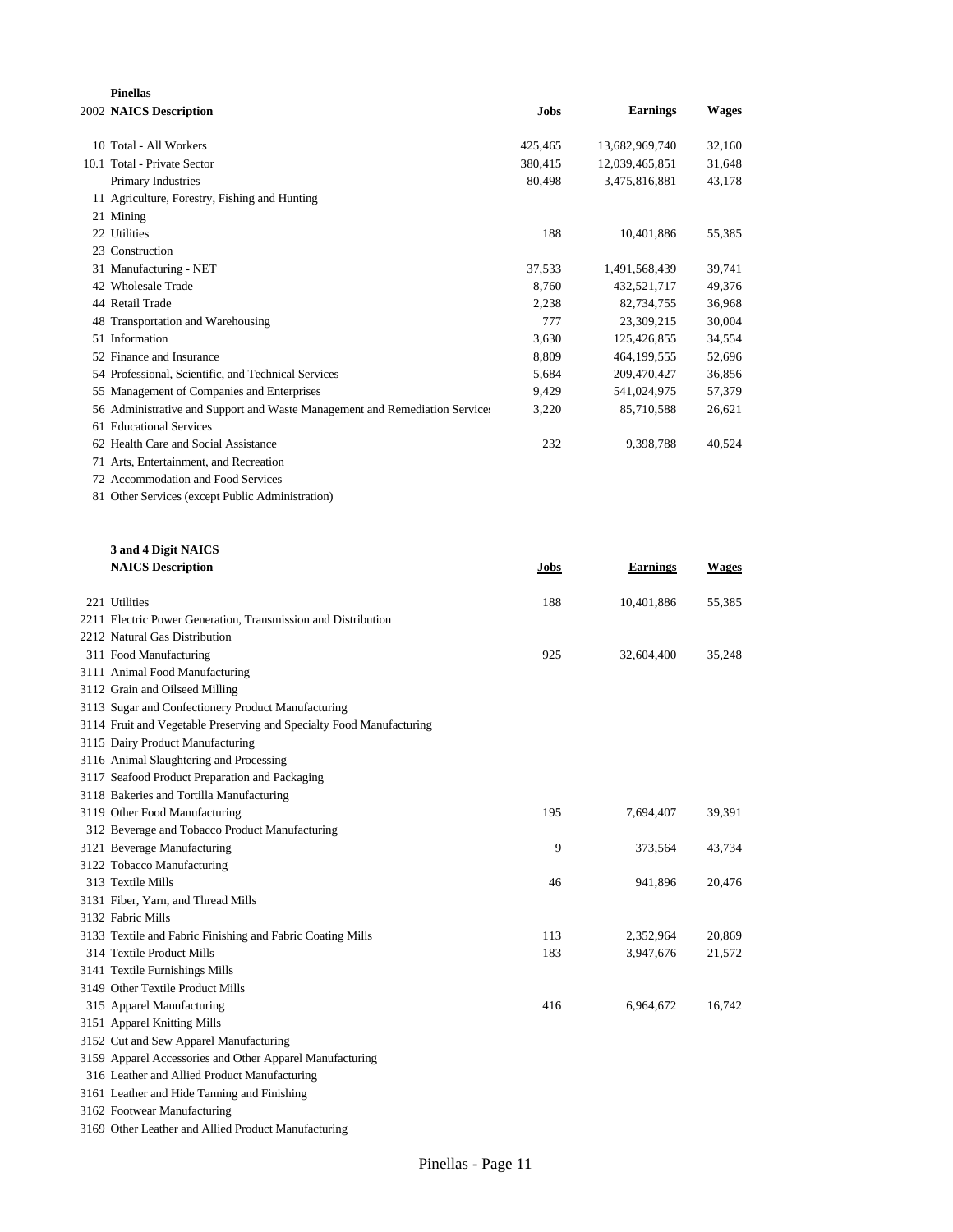**Pinellas**

| 2002 NAICS | Description | Jobs | Earnings | Wages |
|---|---|---|---|---|
| 10 | Total - All Workers | 425,465 | 13,682,969,740 | 32,160 |
| 10.1 | Total - Private Sector | 380,415 | 12,039,465,851 | 31,648 |
| | Primary Industries | 80,498 | 3,475,816,881 | 43,178 |
| 11 | Agriculture, Forestry, Fishing and Hunting | | | |
| 21 | Mining | | | |
| 22 | Utilities | 188 | 10,401,886 | 55,385 |
| 23 | Construction | | | |
| 31 | Manufacturing - NET | 37,533 | 1,491,568,439 | 39,741 |
| 42 | Wholesale Trade | 8,760 | 432,521,717 | 49,376 |
| 44 | Retail Trade | 2,238 | 82,734,755 | 36,968 |
| 48 | Transportation and Warehousing | 777 | 23,309,215 | 30,004 |
| 51 | Information | 3,630 | 125,426,855 | 34,554 |
| 52 | Finance and Insurance | 8,809 | 464,199,555 | 52,696 |
| 54 | Professional, Scientific, and Technical Services | 5,684 | 209,470,427 | 36,856 |
| 55 | Management of Companies and Enterprises | 9,429 | 541,024,975 | 57,379 |
| 56 | Administrative and Support and Waste Management and Remediation Services | 3,220 | 85,710,588 | 26,621 |
| 61 | Educational Services | | | |
| 62 | Health Care and Social Assistance | 232 | 9,398,788 | 40,524 |
| 71 | Arts, Entertainment, and Recreation | | | |
| 72 | Accommodation and Food Services | | | |
| 81 | Other Services (except Public Administration) | | | |

**3 and 4 Digit NAICS**

| NAICS | Description | Jobs | Earnings | Wages |
|---|---|---|---|---|
| 221 | Utilities | 188 | 10,401,886 | 55,385 |
| 2211 | Electric Power Generation, Transmission and Distribution | | | |
| 2212 | Natural Gas Distribution | | | |
| 311 | Food Manufacturing | 925 | 32,604,400 | 35,248 |
| 3111 | Animal Food Manufacturing | | | |
| 3112 | Grain and Oilseed Milling | | | |
| 3113 | Sugar and Confectionery Product Manufacturing | | | |
| 3114 | Fruit and Vegetable Preserving and Specialty Food Manufacturing | | | |
| 3115 | Dairy Product Manufacturing | | | |
| 3116 | Animal Slaughtering and Processing | | | |
| 3117 | Seafood Product Preparation and Packaging | | | |
| 3118 | Bakeries and Tortilla Manufacturing | | | |
| 3119 | Other Food Manufacturing | 195 | 7,694,407 | 39,391 |
| 312 | Beverage and Tobacco Product Manufacturing | | | |
| 3121 | Beverage Manufacturing | 9 | 373,564 | 43,734 |
| 3122 | Tobacco Manufacturing | | | |
| 313 | Textile Mills | 46 | 941,896 | 20,476 |
| 3131 | Fiber, Yarn, and Thread Mills | | | |
| 3132 | Fabric Mills | | | |
| 3133 | Textile and Fabric Finishing and Fabric Coating Mills | 113 | 2,352,964 | 20,869 |
| 314 | Textile Product Mills | 183 | 3,947,676 | 21,572 |
| 3141 | Textile Furnishings Mills | | | |
| 3149 | Other Textile Product Mills | | | |
| 315 | Apparel Manufacturing | 416 | 6,964,672 | 16,742 |
| 3151 | Apparel Knitting Mills | | | |
| 3152 | Cut and Sew Apparel Manufacturing | | | |
| 3159 | Apparel Accessories and Other Apparel Manufacturing | | | |
| 316 | Leather and Allied Product Manufacturing | | | |
| 3161 | Leather and Hide Tanning and Finishing | | | |
| 3162 | Footwear Manufacturing | | | |
| 3169 | Other Leather and Allied Product Manufacturing | | | |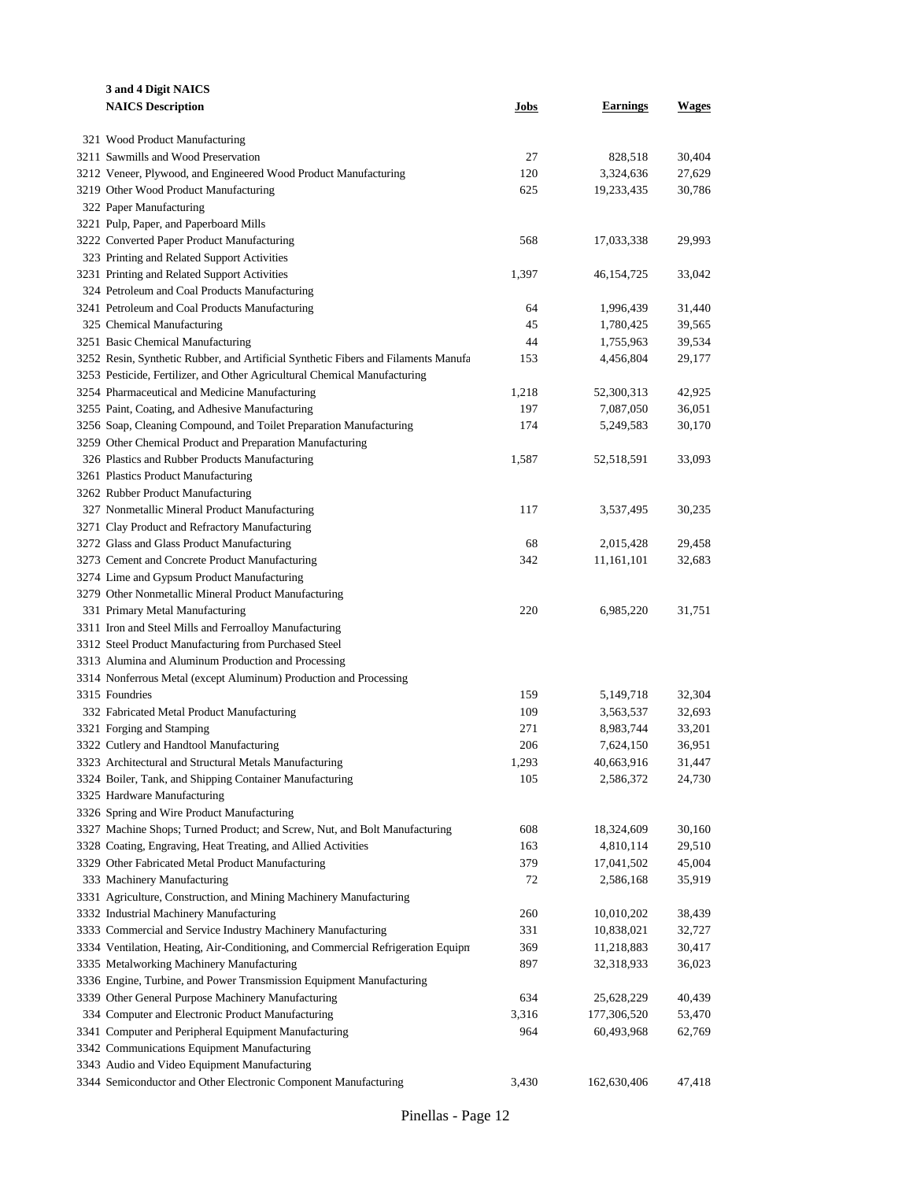| 3 and 4 Digit NAICS<br>NAICS Description | Jobs | Earnings | Wages |
|---|---|---|---|
| 321 Wood Product Manufacturing | | | |
| 3211 Sawmills and Wood Preservation | 27 | 828,518 | 30,404 |
| 3212 Veneer, Plywood, and Engineered Wood Product Manufacturing | 120 | 3,324,636 | 27,629 |
| 3219 Other Wood Product Manufacturing | 625 | 19,233,435 | 30,786 |
| 322 Paper Manufacturing | | | |
| 3221 Pulp, Paper, and Paperboard Mills | | | |
| 3222 Converted Paper Product Manufacturing | 568 | 17,033,338 | 29,993 |
| 323 Printing and Related Support Activities | | | |
| 3231 Printing and Related Support Activities | 1,397 | 46,154,725 | 33,042 |
| 324 Petroleum and Coal Products Manufacturing | | | |
| 3241 Petroleum and Coal Products Manufacturing | 64 | 1,996,439 | 31,440 |
| 325 Chemical Manufacturing | 45 | 1,780,425 | 39,565 |
| 3251 Basic Chemical Manufacturing | 44 | 1,755,963 | 39,534 |
| 3252 Resin, Synthetic Rubber, and Artificial Synthetic Fibers and Filaments Manufa | 153 | 4,456,804 | 29,177 |
| 3253 Pesticide, Fertilizer, and Other Agricultural Chemical Manufacturing | | | |
| 3254 Pharmaceutical and Medicine Manufacturing | 1,218 | 52,300,313 | 42,925 |
| 3255 Paint, Coating, and Adhesive Manufacturing | 197 | 7,087,050 | 36,051 |
| 3256 Soap, Cleaning Compound, and Toilet Preparation Manufacturing | 174 | 5,249,583 | 30,170 |
| 3259 Other Chemical Product and Preparation Manufacturing | | | |
| 326 Plastics and Rubber Products Manufacturing | 1,587 | 52,518,591 | 33,093 |
| 3261 Plastics Product Manufacturing | | | |
| 3262 Rubber Product Manufacturing | | | |
| 327 Nonmetallic Mineral Product Manufacturing | 117 | 3,537,495 | 30,235 |
| 3271 Clay Product and Refractory Manufacturing | | | |
| 3272 Glass and Glass Product Manufacturing | 68 | 2,015,428 | 29,458 |
| 3273 Cement and Concrete Product Manufacturing | 342 | 11,161,101 | 32,683 |
| 3274 Lime and Gypsum Product Manufacturing | | | |
| 3279 Other Nonmetallic Mineral Product Manufacturing | | | |
| 331 Primary Metal Manufacturing | 220 | 6,985,220 | 31,751 |
| 3311 Iron and Steel Mills and Ferroalloy Manufacturing | | | |
| 3312 Steel Product Manufacturing from Purchased Steel | | | |
| 3313 Alumina and Aluminum Production and Processing | | | |
| 3314 Nonferrous Metal (except Aluminum) Production and Processing | | | |
| 3315 Foundries | 159 | 5,149,718 | 32,304 |
| 332 Fabricated Metal Product Manufacturing | 109 | 3,563,537 | 32,693 |
| 3321 Forging and Stamping | 271 | 8,983,744 | 33,201 |
| 3322 Cutlery and Handtool Manufacturing | 206 | 7,624,150 | 36,951 |
| 3323 Architectural and Structural Metals Manufacturing | 1,293 | 40,663,916 | 31,447 |
| 3324 Boiler, Tank, and Shipping Container Manufacturing | 105 | 2,586,372 | 24,730 |
| 3325 Hardware Manufacturing | | | |
| 3326 Spring and Wire Product Manufacturing | | | |
| 3327 Machine Shops; Turned Product; and Screw, Nut, and Bolt Manufacturing | 608 | 18,324,609 | 30,160 |
| 3328 Coating, Engraving, Heat Treating, and Allied Activities | 163 | 4,810,114 | 29,510 |
| 3329 Other Fabricated Metal Product Manufacturing | 379 | 17,041,502 | 45,004 |
| 333 Machinery Manufacturing | 72 | 2,586,168 | 35,919 |
| 3331 Agriculture, Construction, and Mining Machinery Manufacturing | | | |
| 3332 Industrial Machinery Manufacturing | 260 | 10,010,202 | 38,439 |
| 3333 Commercial and Service Industry Machinery Manufacturing | 331 | 10,838,021 | 32,727 |
| 3334 Ventilation, Heating, Air-Conditioning, and Commercial Refrigeration Equipm | 369 | 11,218,883 | 30,417 |
| 3335 Metalworking Machinery Manufacturing | 897 | 32,318,933 | 36,023 |
| 3336 Engine, Turbine, and Power Transmission Equipment Manufacturing | | | |
| 3339 Other General Purpose Machinery Manufacturing | 634 | 25,628,229 | 40,439 |
| 334 Computer and Electronic Product Manufacturing | 3,316 | 177,306,520 | 53,470 |
| 3341 Computer and Peripheral Equipment Manufacturing | 964 | 60,493,968 | 62,769 |
| 3342 Communications Equipment Manufacturing | | | |
| 3343 Audio and Video Equipment Manufacturing | | | |
| 3344 Semiconductor and Other Electronic Component Manufacturing | 3,430 | 162,630,406 | 47,418 |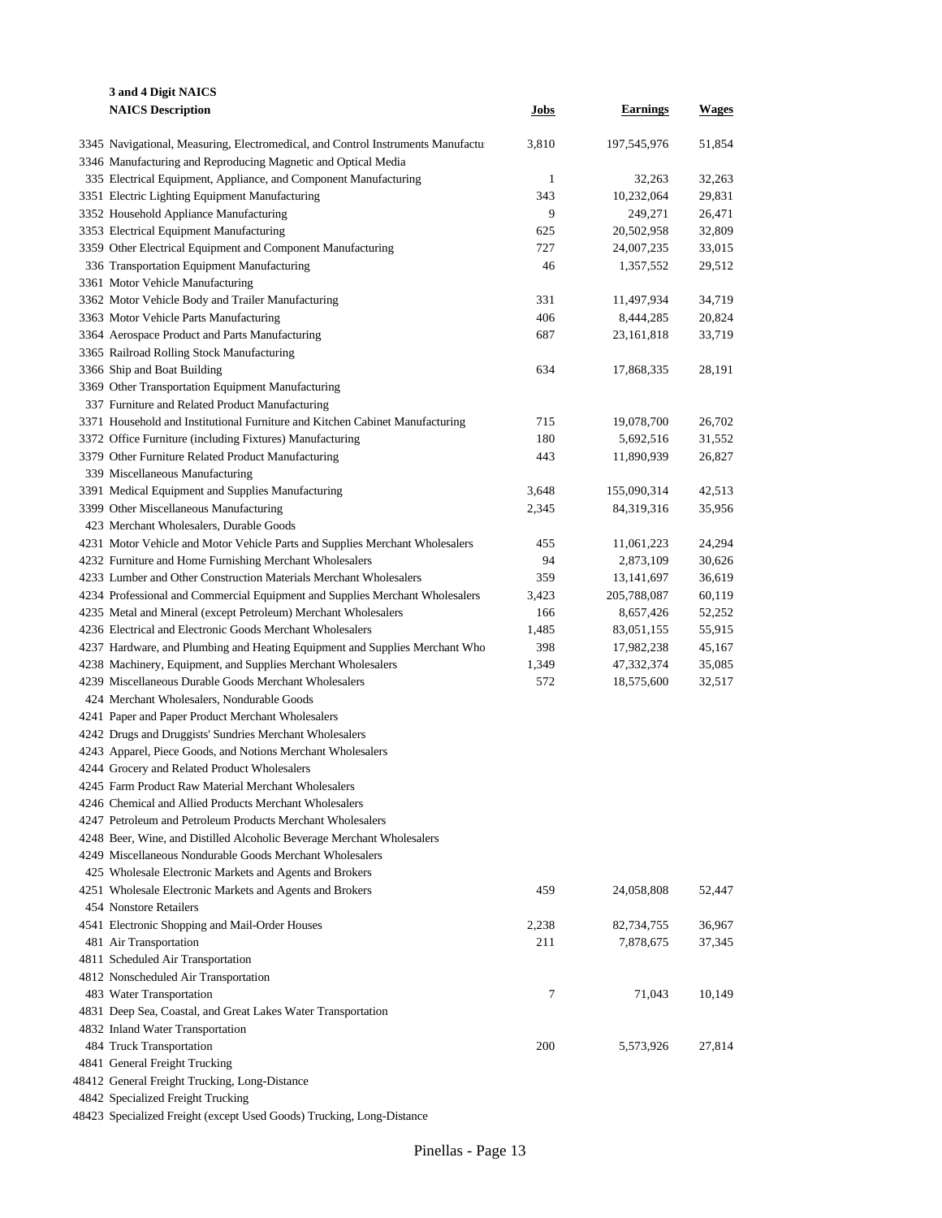**3 and 4 Digit NAICS**

| NAICS Description | Jobs | Earnings | Wages |
|---|---|---|---|
| 3345 Navigational, Measuring, Electromedical, and Control Instruments Manufactu | 3,810 | 197,545,976 | 51,854 |
| 3346 Manufacturing and Reproducing Magnetic and Optical Media | | | |
| 335 Electrical Equipment, Appliance, and Component Manufacturing | 1 | 32,263 | 32,263 |
| 3351 Electric Lighting Equipment Manufacturing | 343 | 10,232,064 | 29,831 |
| 3352 Household Appliance Manufacturing | 9 | 249,271 | 26,471 |
| 3353 Electrical Equipment Manufacturing | 625 | 20,502,958 | 32,809 |
| 3359 Other Electrical Equipment and Component Manufacturing | 727 | 24,007,235 | 33,015 |
| 336 Transportation Equipment Manufacturing | 46 | 1,357,552 | 29,512 |
| 3361 Motor Vehicle Manufacturing | | | |
| 3362 Motor Vehicle Body and Trailer Manufacturing | 331 | 11,497,934 | 34,719 |
| 3363 Motor Vehicle Parts Manufacturing | 406 | 8,444,285 | 20,824 |
| 3364 Aerospace Product and Parts Manufacturing | 687 | 23,161,818 | 33,719 |
| 3365 Railroad Rolling Stock Manufacturing | | | |
| 3366 Ship and Boat Building | 634 | 17,868,335 | 28,191 |
| 3369 Other Transportation Equipment Manufacturing | | | |
| 337 Furniture and Related Product Manufacturing | | | |
| 3371 Household and Institutional Furniture and Kitchen Cabinet Manufacturing | 715 | 19,078,700 | 26,702 |
| 3372 Office Furniture (including Fixtures) Manufacturing | 180 | 5,692,516 | 31,552 |
| 3379 Other Furniture Related Product Manufacturing | 443 | 11,890,939 | 26,827 |
| 339 Miscellaneous Manufacturing | | | |
| 3391 Medical Equipment and Supplies Manufacturing | 3,648 | 155,090,314 | 42,513 |
| 3399 Other Miscellaneous Manufacturing | 2,345 | 84,319,316 | 35,956 |
| 423 Merchant Wholesalers, Durable Goods | | | |
| 4231 Motor Vehicle and Motor Vehicle Parts and Supplies Merchant Wholesalers | 455 | 11,061,223 | 24,294 |
| 4232 Furniture and Home Furnishing Merchant Wholesalers | 94 | 2,873,109 | 30,626 |
| 4233 Lumber and Other Construction Materials Merchant Wholesalers | 359 | 13,141,697 | 36,619 |
| 4234 Professional and Commercial Equipment and Supplies Merchant Wholesalers | 3,423 | 205,788,087 | 60,119 |
| 4235 Metal and Mineral (except Petroleum) Merchant Wholesalers | 166 | 8,657,426 | 52,252 |
| 4236 Electrical and Electronic Goods Merchant Wholesalers | 1,485 | 83,051,155 | 55,915 |
| 4237 Hardware, and Plumbing and Heating Equipment and Supplies Merchant Who | 398 | 17,982,238 | 45,167 |
| 4238 Machinery, Equipment, and Supplies Merchant Wholesalers | 1,349 | 47,332,374 | 35,085 |
| 4239 Miscellaneous Durable Goods Merchant Wholesalers | 572 | 18,575,600 | 32,517 |
| 424 Merchant Wholesalers, Nondurable Goods | | | |
| 4241 Paper and Paper Product Merchant Wholesalers | | | |
| 4242 Drugs and Druggists' Sundries Merchant Wholesalers | | | |
| 4243 Apparel, Piece Goods, and Notions Merchant Wholesalers | | | |
| 4244 Grocery and Related Product Wholesalers | | | |
| 4245 Farm Product Raw Material Merchant Wholesalers | | | |
| 4246 Chemical and Allied Products Merchant Wholesalers | | | |
| 4247 Petroleum and Petroleum Products Merchant Wholesalers | | | |
| 4248 Beer, Wine, and Distilled Alcoholic Beverage Merchant Wholesalers | | | |
| 4249 Miscellaneous Nondurable Goods Merchant Wholesalers | | | |
| 425 Wholesale Electronic Markets and Agents and Brokers | | | |
| 4251 Wholesale Electronic Markets and Agents and Brokers | 459 | 24,058,808 | 52,447 |
| 454 Nonstore Retailers | | | |
| 4541 Electronic Shopping and Mail-Order Houses | 2,238 | 82,734,755 | 36,967 |
| 481 Air Transportation | 211 | 7,878,675 | 37,345 |
| 4811 Scheduled Air Transportation | | | |
| 4812 Nonscheduled Air Transportation | | | |
| 483 Water Transportation | 7 | 71,043 | 10,149 |
| 4831 Deep Sea, Coastal, and Great Lakes Water Transportation | | | |
| 4832 Inland Water Transportation | | | |
| 484 Truck Transportation | 200 | 5,573,926 | 27,814 |
| 4841 General Freight Trucking | | | |
| 48412 General Freight Trucking, Long-Distance | | | |
| 4842 Specialized Freight Trucking | | | |
| 48423 Specialized Freight (except Used Goods) Trucking, Long-Distance | | | |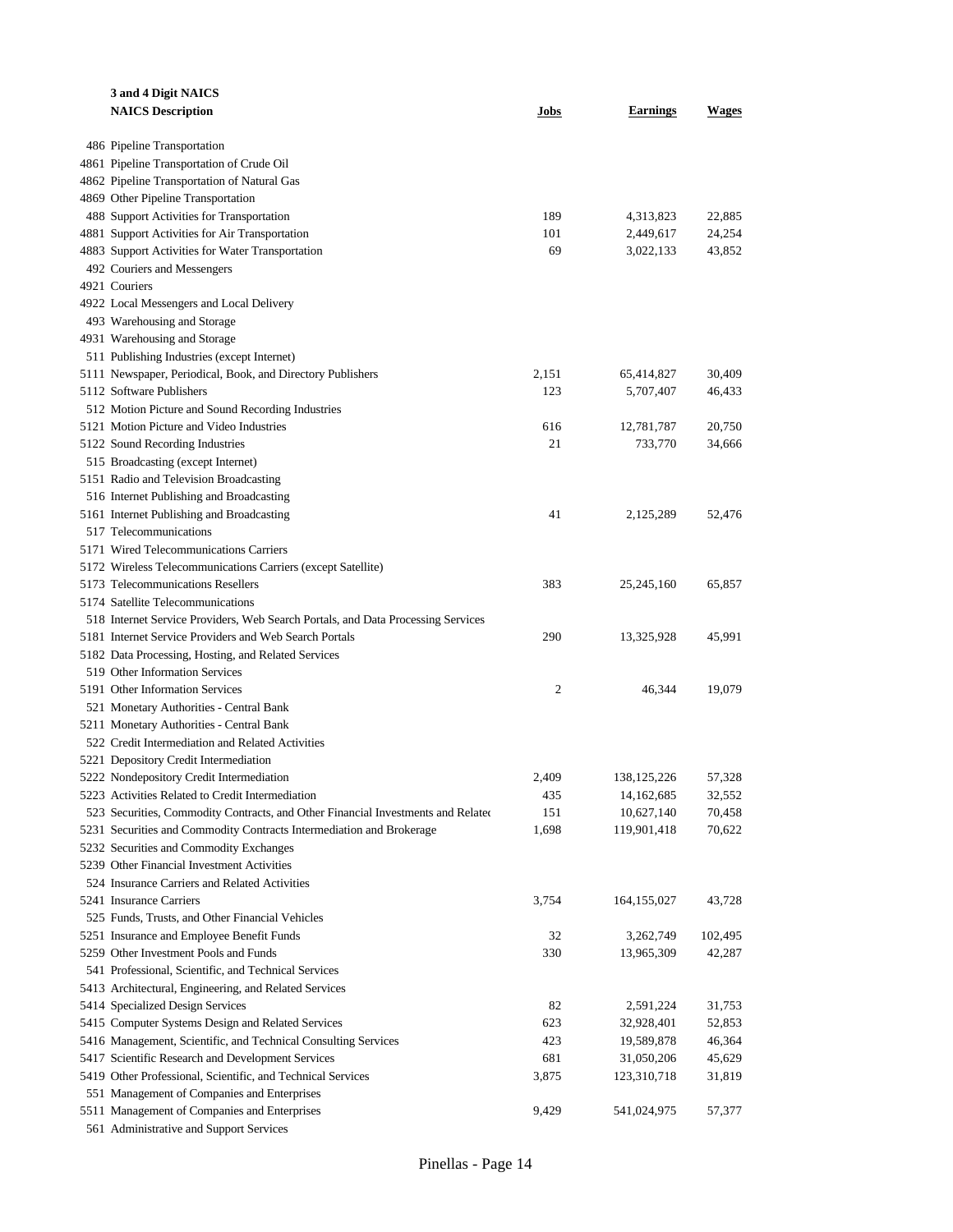| 3 and 4 Digit NAICS<br>NAICS Description | Jobs | Earnings | Wages |
|---|---|---|---|
| 486 Pipeline Transportation | | | |
| 4861 Pipeline Transportation of Crude Oil | | | |
| 4862 Pipeline Transportation of Natural Gas | | | |
| 4869 Other Pipeline Transportation | | | |
| 488 Support Activities for Transportation | 189 | 4,313,823 | 22,885 |
| 4881 Support Activities for Air Transportation | 101 | 2,449,617 | 24,254 |
| 4883 Support Activities for Water Transportation | 69 | 3,022,133 | 43,852 |
| 492 Couriers and Messengers | | | |
| 4921 Couriers | | | |
| 4922 Local Messengers and Local Delivery | | | |
| 493 Warehousing and Storage | | | |
| 4931 Warehousing and Storage | | | |
| 511 Publishing Industries (except Internet) | | | |
| 5111 Newspaper, Periodical, Book, and Directory Publishers | 2,151 | 65,414,827 | 30,409 |
| 5112 Software Publishers | 123 | 5,707,407 | 46,433 |
| 512 Motion Picture and Sound Recording Industries | | | |
| 5121 Motion Picture and Video Industries | 616 | 12,781,787 | 20,750 |
| 5122 Sound Recording Industries | 21 | 733,770 | 34,666 |
| 515 Broadcasting (except Internet) | | | |
| 5151 Radio and Television Broadcasting | | | |
| 516 Internet Publishing and Broadcasting | | | |
| 5161 Internet Publishing and Broadcasting | 41 | 2,125,289 | 52,476 |
| 517 Telecommunications | | | |
| 5171 Wired Telecommunications Carriers | | | |
| 5172 Wireless Telecommunications Carriers (except Satellite) | | | |
| 5173 Telecommunications Resellers | 383 | 25,245,160 | 65,857 |
| 5174 Satellite Telecommunications | | | |
| 518 Internet Service Providers, Web Search Portals, and Data Processing Services | | | |
| 5181 Internet Service Providers and Web Search Portals | 290 | 13,325,928 | 45,991 |
| 5182 Data Processing, Hosting, and Related Services | | | |
| 519 Other Information Services | | | |
| 5191 Other Information Services | 2 | 46,344 | 19,079 |
| 521 Monetary Authorities - Central Bank | | | |
| 5211 Monetary Authorities - Central Bank | | | |
| 522 Credit Intermediation and Related Activities | | | |
| 5221 Depository Credit Intermediation | | | |
| 5222 Nondepository Credit Intermediation | 2,409 | 138,125,226 | 57,328 |
| 5223 Activities Related to Credit Intermediation | 435 | 14,162,685 | 32,552 |
| 523 Securities, Commodity Contracts, and Other Financial Investments and Relatec | 151 | 10,627,140 | 70,458 |
| 5231 Securities and Commodity Contracts Intermediation and Brokerage | 1,698 | 119,901,418 | 70,622 |
| 5232 Securities and Commodity Exchanges | | | |
| 5239 Other Financial Investment Activities | | | |
| 524 Insurance Carriers and Related Activities | | | |
| 5241 Insurance Carriers | 3,754 | 164,155,027 | 43,728 |
| 525 Funds, Trusts, and Other Financial Vehicles | | | |
| 5251 Insurance and Employee Benefit Funds | 32 | 3,262,749 | 102,495 |
| 5259 Other Investment Pools and Funds | 330 | 13,965,309 | 42,287 |
| 541 Professional, Scientific, and Technical Services | | | |
| 5413 Architectural, Engineering, and Related Services | | | |
| 5414 Specialized Design Services | 82 | 2,591,224 | 31,753 |
| 5415 Computer Systems Design and Related Services | 623 | 32,928,401 | 52,853 |
| 5416 Management, Scientific, and Technical Consulting Services | 423 | 19,589,878 | 46,364 |
| 5417 Scientific Research and Development Services | 681 | 31,050,206 | 45,629 |
| 5419 Other Professional, Scientific, and Technical Services | 3,875 | 123,310,718 | 31,819 |
| 551 Management of Companies and Enterprises | | | |
| 5511 Management of Companies and Enterprises | 9,429 | 541,024,975 | 57,377 |
| 561 Administrative and Support Services | | | |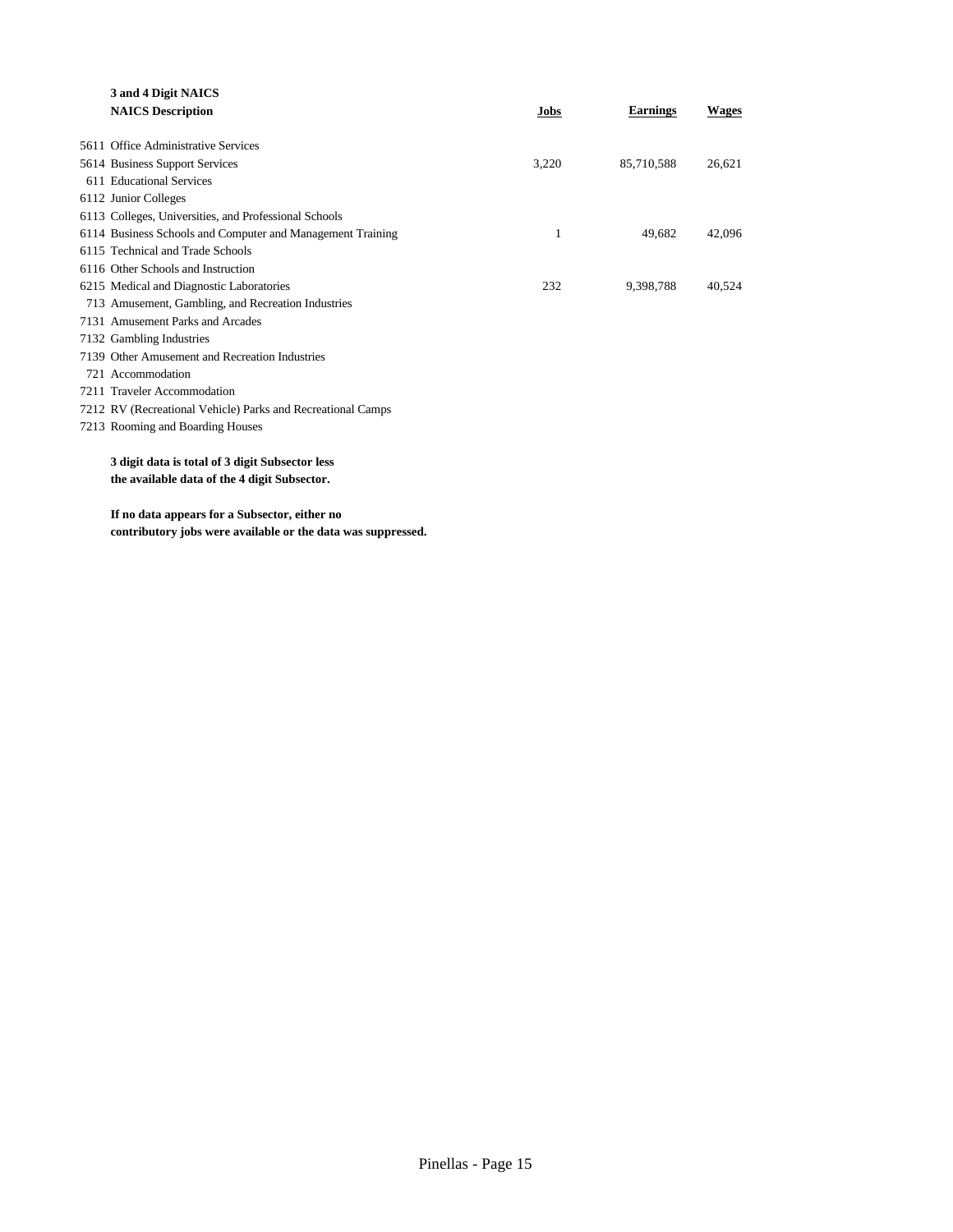| 3 and 4 Digit NAICS NAICS Description | Jobs | Earnings | Wages |
|---|---|---|---|
| 5611 Office Administrative Services | | | |
| 5614 Business Support Services | 3,220 | 85,710,588 | 26,621 |
| 611 Educational Services | | | |
| 6112 Junior Colleges | | | |
| 6113 Colleges, Universities, and Professional Schools | | | |
| 6114 Business Schools and Computer and Management Training | 1 | 49,682 | 42,096 |
| 6115 Technical and Trade Schools | | | |
| 6116 Other Schools and Instruction | | | |
| 6215 Medical and Diagnostic Laboratories | 232 | 9,398,788 | 40,524 |
| 713 Amusement, Gambling, and Recreation Industries | | | |
| 7131 Amusement Parks and Arcades | | | |
| 7132 Gambling Industries | | | |
| 7139 Other Amusement and Recreation Industries | | | |
| 721 Accommodation | | | |
| 7211 Traveler Accommodation | | | |
| 7212 RV (Recreational Vehicle) Parks and Recreational Camps | | | |
| 7213 Rooming and Boarding Houses | | | |

**3 digit data is total of 3 digit Subsector less the available data of the 4 digit Subsector.**

**If no data appears for a Subsector, either no contributory jobs were available or the data was suppressed.**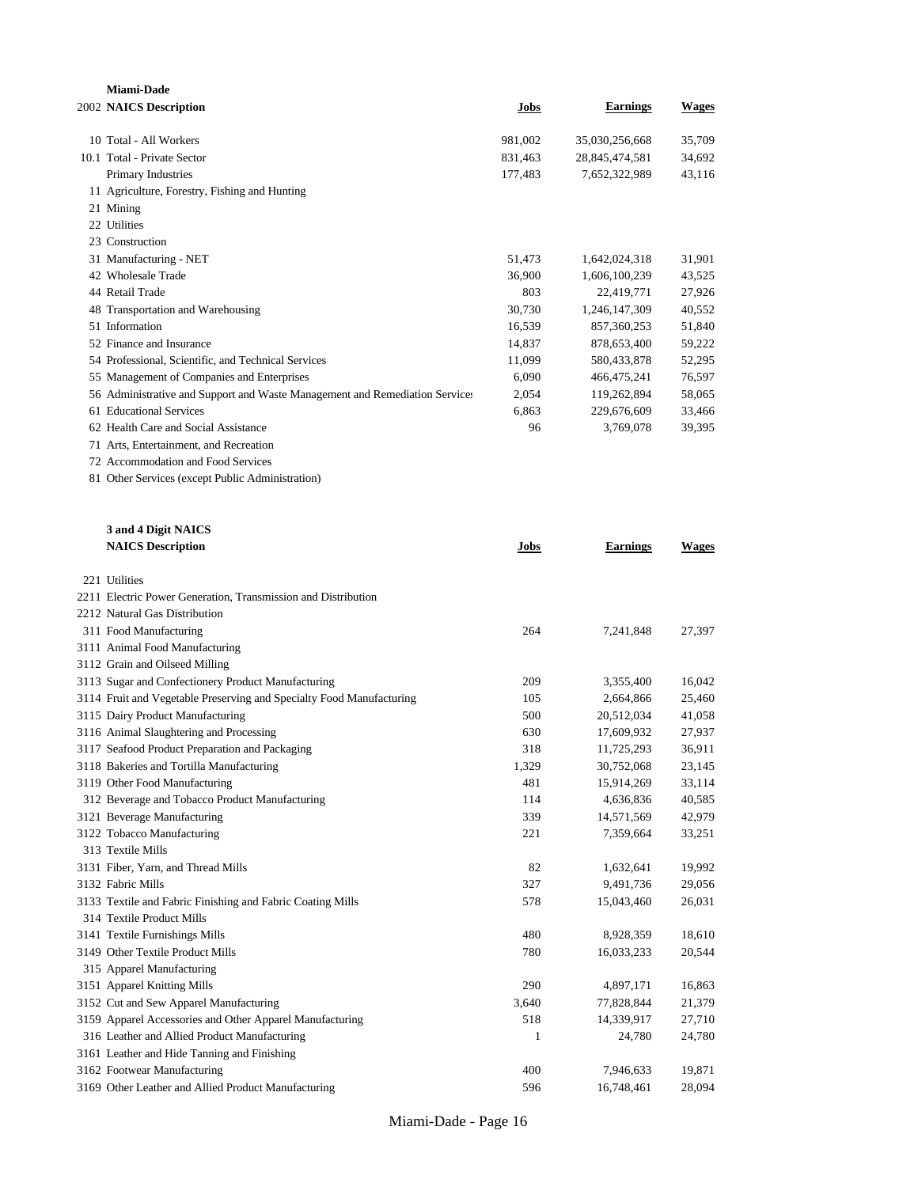**Miami-Dade**

| 2002 NAICS | Description | Jobs | Earnings | Wages |
|---|---|---|---|---|
| 10 | Total - All Workers | 981,002 | 35,030,256,668 | 35,709 |
| 10.1 | Total - Private Sector | 831,463 | 28,845,474,581 | 34,692 |
| | Primary Industries | 177,483 | 7,652,322,989 | 43,116 |
| 11 | Agriculture, Forestry, Fishing and Hunting | | | |
| 21 | Mining | | | |
| 22 | Utilities | | | |
| 23 | Construction | | | |
| 31 | Manufacturing - NET | 51,473 | 1,642,024,318 | 31,901 |
| 42 | Wholesale Trade | 36,900 | 1,606,100,239 | 43,525 |
| 44 | Retail Trade | 803 | 22,419,771 | 27,926 |
| 48 | Transportation and Warehousing | 30,730 | 1,246,147,309 | 40,552 |
| 51 | Information | 16,539 | 857,360,253 | 51,840 |
| 52 | Finance and Insurance | 14,837 | 878,653,400 | 59,222 |
| 54 | Professional, Scientific, and Technical Services | 11,099 | 580,433,878 | 52,295 |
| 55 | Management of Companies and Enterprises | 6,090 | 466,475,241 | 76,597 |
| 56 | Administrative and Support and Waste Management and Remediation Services | 2,054 | 119,262,894 | 58,065 |
| 61 | Educational Services | 6,863 | 229,676,609 | 33,466 |
| 62 | Health Care and Social Assistance | 96 | 3,769,078 | 39,395 |
| 71 | Arts, Entertainment, and Recreation | | | |
| 72 | Accommodation and Food Services | | | |
| 81 | Other Services (except Public Administration) | | | |

**3 and 4 Digit NAICS**

| NAICS | Description | Jobs | Earnings | Wages |
|---|---|---|---|---|
| 221 | Utilities | | | |
| 2211 | Electric Power Generation, Transmission and Distribution | | | |
| 2212 | Natural Gas Distribution | | | |
| 311 | Food Manufacturing | 264 | 7,241,848 | 27,397 |
| 3111 | Animal Food Manufacturing | | | |
| 3112 | Grain and Oilseed Milling | | | |
| 3113 | Sugar and Confectionery Product Manufacturing | 209 | 3,355,400 | 16,042 |
| 3114 | Fruit and Vegetable Preserving and Specialty Food Manufacturing | 105 | 2,664,866 | 25,460 |
| 3115 | Dairy Product Manufacturing | 500 | 20,512,034 | 41,058 |
| 3116 | Animal Slaughtering and Processing | 630 | 17,609,932 | 27,937 |
| 3117 | Seafood Product Preparation and Packaging | 318 | 11,725,293 | 36,911 |
| 3118 | Bakeries and Tortilla Manufacturing | 1,329 | 30,752,068 | 23,145 |
| 3119 | Other Food Manufacturing | 481 | 15,914,269 | 33,114 |
| 312 | Beverage and Tobacco Product Manufacturing | 114 | 4,636,836 | 40,585 |
| 3121 | Beverage Manufacturing | 339 | 14,571,569 | 42,979 |
| 3122 | Tobacco Manufacturing | 221 | 7,359,664 | 33,251 |
| 313 | Textile Mills | | | |
| 3131 | Fiber, Yarn, and Thread Mills | 82 | 1,632,641 | 19,992 |
| 3132 | Fabric Mills | 327 | 9,491,736 | 29,056 |
| 3133 | Textile and Fabric Finishing and Fabric Coating Mills | 578 | 15,043,460 | 26,031 |
| 314 | Textile Product Mills | | | |
| 3141 | Textile Furnishings Mills | 480 | 8,928,359 | 18,610 |
| 3149 | Other Textile Product Mills | 780 | 16,033,233 | 20,544 |
| 315 | Apparel Manufacturing | | | |
| 3151 | Apparel Knitting Mills | 290 | 4,897,171 | 16,863 |
| 3152 | Cut and Sew Apparel Manufacturing | 3,640 | 77,828,844 | 21,379 |
| 3159 | Apparel Accessories and Other Apparel Manufacturing | 518 | 14,339,917 | 27,710 |
| 316 | Leather and Allied Product Manufacturing | 1 | 24,780 | 24,780 |
| 3161 | Leather and Hide Tanning and Finishing | | | |
| 3162 | Footwear Manufacturing | 400 | 7,946,633 | 19,871 |
| 3169 | Other Leather and Allied Product Manufacturing | 596 | 16,748,461 | 28,094 |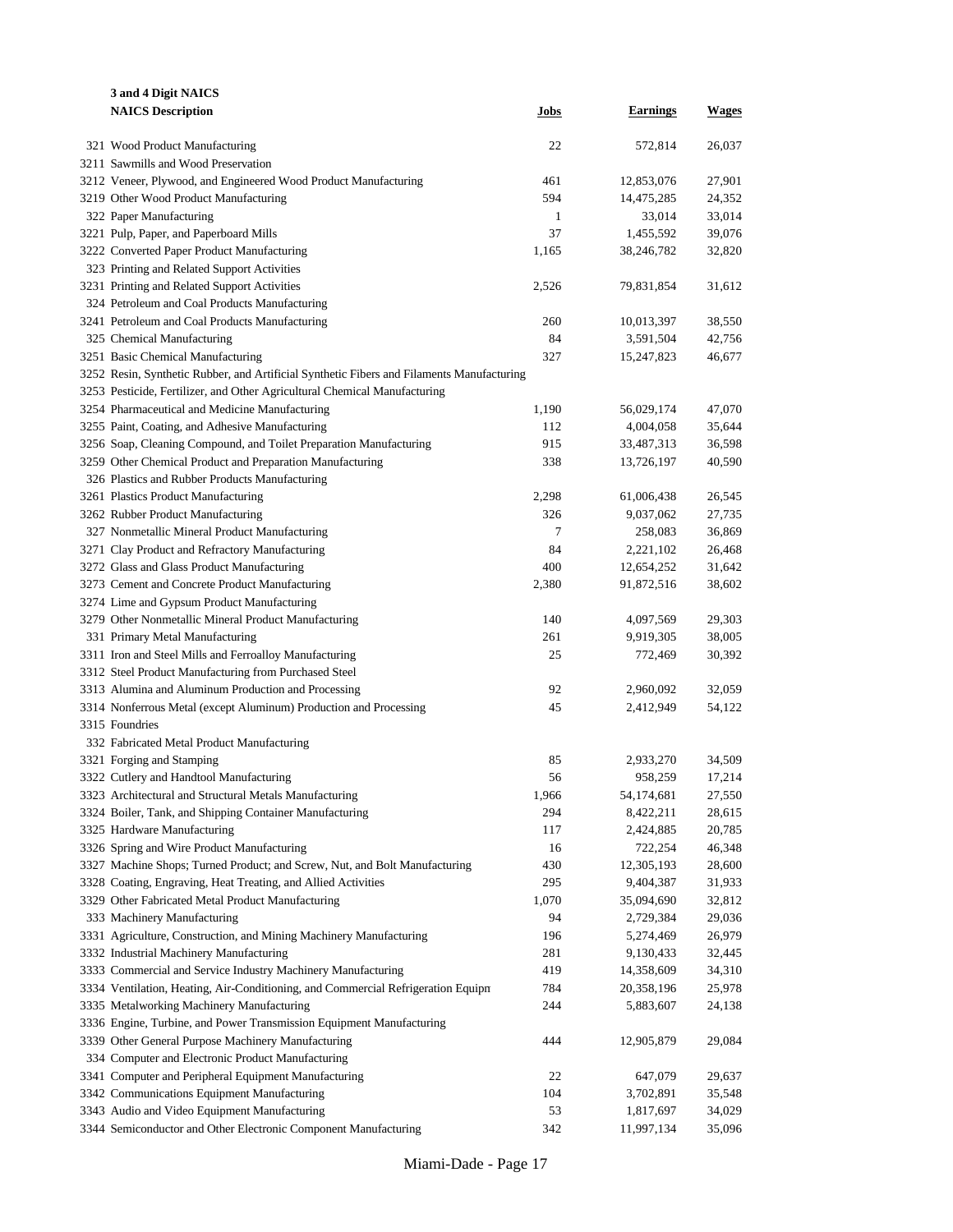**3 and 4 Digit NAICS**

| NAICS Description | Jobs | Earnings | Wages |
|---|---|---|---|
| 321 Wood Product Manufacturing | 22 | 572,814 | 26,037 |
| 3211 Sawmills and Wood Preservation | | | |
| 3212 Veneer, Plywood, and Engineered Wood Product Manufacturing | 461 | 12,853,076 | 27,901 |
| 3219 Other Wood Product Manufacturing | 594 | 14,475,285 | 24,352 |
| 322 Paper Manufacturing | 1 | 33,014 | 33,014 |
| 3221 Pulp, Paper, and Paperboard Mills | 37 | 1,455,592 | 39,076 |
| 3222 Converted Paper Product Manufacturing | 1,165 | 38,246,782 | 32,820 |
| 323 Printing and Related Support Activities | | | |
| 3231 Printing and Related Support Activities | 2,526 | 79,831,854 | 31,612 |
| 324 Petroleum and Coal Products Manufacturing | | | |
| 3241 Petroleum and Coal Products Manufacturing | 260 | 10,013,397 | 38,550 |
| 325 Chemical Manufacturing | 84 | 3,591,504 | 42,756 |
| 3251 Basic Chemical Manufacturing | 327 | 15,247,823 | 46,677 |
| 3252 Resin, Synthetic Rubber, and Artificial Synthetic Fibers and Filaments Manufacturing | | | |
| 3253 Pesticide, Fertilizer, and Other Agricultural Chemical Manufacturing | | | |
| 3254 Pharmaceutical and Medicine Manufacturing | 1,190 | 56,029,174 | 47,070 |
| 3255 Paint, Coating, and Adhesive Manufacturing | 112 | 4,004,058 | 35,644 |
| 3256 Soap, Cleaning Compound, and Toilet Preparation Manufacturing | 915 | 33,487,313 | 36,598 |
| 3259 Other Chemical Product and Preparation Manufacturing | 338 | 13,726,197 | 40,590 |
| 326 Plastics and Rubber Products Manufacturing | | | |
| 3261 Plastics Product Manufacturing | 2,298 | 61,006,438 | 26,545 |
| 3262 Rubber Product Manufacturing | 326 | 9,037,062 | 27,735 |
| 327 Nonmetallic Mineral Product Manufacturing | 7 | 258,083 | 36,869 |
| 3271 Clay Product and Refractory Manufacturing | 84 | 2,221,102 | 26,468 |
| 3272 Glass and Glass Product Manufacturing | 400 | 12,654,252 | 31,642 |
| 3273 Cement and Concrete Product Manufacturing | 2,380 | 91,872,516 | 38,602 |
| 3274 Lime and Gypsum Product Manufacturing | | | |
| 3279 Other Nonmetallic Mineral Product Manufacturing | 140 | 4,097,569 | 29,303 |
| 331 Primary Metal Manufacturing | 261 | 9,919,305 | 38,005 |
| 3311 Iron and Steel Mills and Ferroalloy Manufacturing | 25 | 772,469 | 30,392 |
| 3312 Steel Product Manufacturing from Purchased Steel | | | |
| 3313 Alumina and Aluminum Production and Processing | 92 | 2,960,092 | 32,059 |
| 3314 Nonferrous Metal (except Aluminum) Production and Processing | 45 | 2,412,949 | 54,122 |
| 3315 Foundries | | | |
| 332 Fabricated Metal Product Manufacturing | | | |
| 3321 Forging and Stamping | 85 | 2,933,270 | 34,509 |
| 3322 Cutlery and Handtool Manufacturing | 56 | 958,259 | 17,214 |
| 3323 Architectural and Structural Metals Manufacturing | 1,966 | 54,174,681 | 27,550 |
| 3324 Boiler, Tank, and Shipping Container Manufacturing | 294 | 8,422,211 | 28,615 |
| 3325 Hardware Manufacturing | 117 | 2,424,885 | 20,785 |
| 3326 Spring and Wire Product Manufacturing | 16 | 722,254 | 46,348 |
| 3327 Machine Shops; Turned Product; and Screw, Nut, and Bolt Manufacturing | 430 | 12,305,193 | 28,600 |
| 3328 Coating, Engraving, Heat Treating, and Allied Activities | 295 | 9,404,387 | 31,933 |
| 3329 Other Fabricated Metal Product Manufacturing | 1,070 | 35,094,690 | 32,812 |
| 333 Machinery Manufacturing | 94 | 2,729,384 | 29,036 |
| 3331 Agriculture, Construction, and Mining Machinery Manufacturing | 196 | 5,274,469 | 26,979 |
| 3332 Industrial Machinery Manufacturing | 281 | 9,130,433 | 32,445 |
| 3333 Commercial and Service Industry Machinery Manufacturing | 419 | 14,358,609 | 34,310 |
| 3334 Ventilation, Heating, Air-Conditioning, and Commercial Refrigeration Equipm | 784 | 20,358,196 | 25,978 |
| 3335 Metalworking Machinery Manufacturing | 244 | 5,883,607 | 24,138 |
| 3336 Engine, Turbine, and Power Transmission Equipment Manufacturing | | | |
| 3339 Other General Purpose Machinery Manufacturing | 444 | 12,905,879 | 29,084 |
| 334 Computer and Electronic Product Manufacturing | | | |
| 3341 Computer and Peripheral Equipment Manufacturing | 22 | 647,079 | 29,637 |
| 3342 Communications Equipment Manufacturing | 104 | 3,702,891 | 35,548 |
| 3343 Audio and Video Equipment Manufacturing | 53 | 1,817,697 | 34,029 |
| 3344 Semiconductor and Other Electronic Component Manufacturing | 342 | 11,997,134 | 35,096 |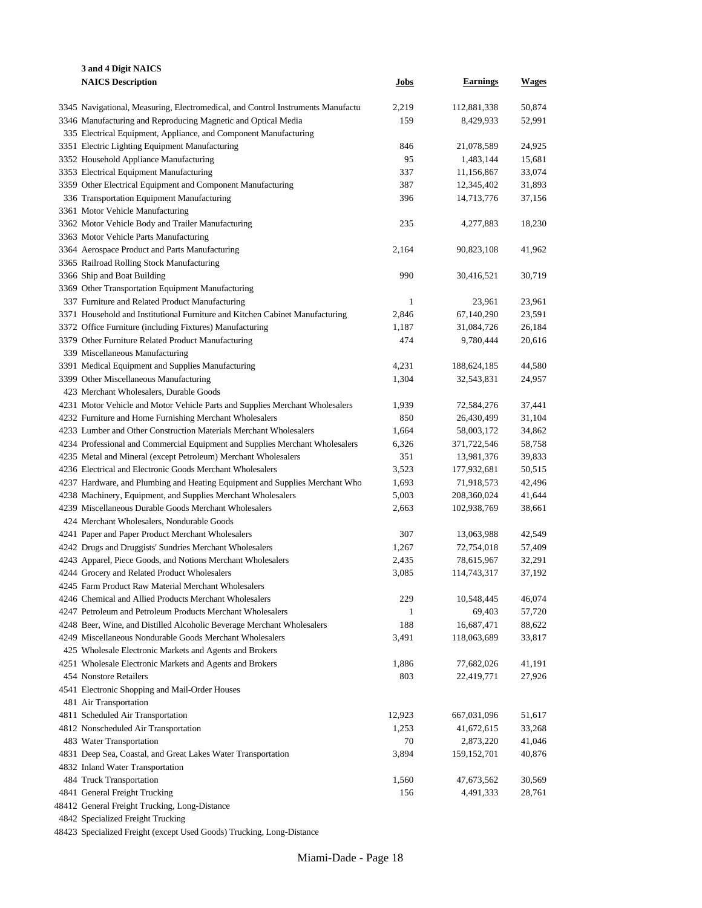**3 and 4 Digit NAICS**

| NAICS Description | Jobs | Earnings | Wages |
|---|---|---|---|
| 3345 Navigational, Measuring, Electromedical, and Control Instruments Manufactu | 2,219 | 112,881,338 | 50,874 |
| 3346 Manufacturing and Reproducing Magnetic and Optical Media | 159 | 8,429,933 | 52,991 |
| 335 Electrical Equipment, Appliance, and Component Manufacturing | | | |
| 3351 Electric Lighting Equipment Manufacturing | 846 | 21,078,589 | 24,925 |
| 3352 Household Appliance Manufacturing | 95 | 1,483,144 | 15,681 |
| 3353 Electrical Equipment Manufacturing | 337 | 11,156,867 | 33,074 |
| 3359 Other Electrical Equipment and Component Manufacturing | 387 | 12,345,402 | 31,893 |
| 336 Transportation Equipment Manufacturing | 396 | 14,713,776 | 37,156 |
| 3361 Motor Vehicle Manufacturing | | | |
| 3362 Motor Vehicle Body and Trailer Manufacturing | 235 | 4,277,883 | 18,230 |
| 3363 Motor Vehicle Parts Manufacturing | | | |
| 3364 Aerospace Product and Parts Manufacturing | 2,164 | 90,823,108 | 41,962 |
| 3365 Railroad Rolling Stock Manufacturing | | | |
| 3366 Ship and Boat Building | 990 | 30,416,521 | 30,719 |
| 3369 Other Transportation Equipment Manufacturing | | | |
| 337 Furniture and Related Product Manufacturing | 1 | 23,961 | 23,961 |
| 3371 Household and Institutional Furniture and Kitchen Cabinet Manufacturing | 2,846 | 67,140,290 | 23,591 |
| 3372 Office Furniture (including Fixtures) Manufacturing | 1,187 | 31,084,726 | 26,184 |
| 3379 Other Furniture Related Product Manufacturing | 474 | 9,780,444 | 20,616 |
| 339 Miscellaneous Manufacturing | | | |
| 3391 Medical Equipment and Supplies Manufacturing | 4,231 | 188,624,185 | 44,580 |
| 3399 Other Miscellaneous Manufacturing | 1,304 | 32,543,831 | 24,957 |
| 423 Merchant Wholesalers, Durable Goods | | | |
| 4231 Motor Vehicle and Motor Vehicle Parts and Supplies Merchant Wholesalers | 1,939 | 72,584,276 | 37,441 |
| 4232 Furniture and Home Furnishing Merchant Wholesalers | 850 | 26,430,499 | 31,104 |
| 4233 Lumber and Other Construction Materials Merchant Wholesalers | 1,664 | 58,003,172 | 34,862 |
| 4234 Professional and Commercial Equipment and Supplies Merchant Wholesalers | 6,326 | 371,722,546 | 58,758 |
| 4235 Metal and Mineral (except Petroleum) Merchant Wholesalers | 351 | 13,981,376 | 39,833 |
| 4236 Electrical and Electronic Goods Merchant Wholesalers | 3,523 | 177,932,681 | 50,515 |
| 4237 Hardware, and Plumbing and Heating Equipment and Supplies Merchant Who | 1,693 | 71,918,573 | 42,496 |
| 4238 Machinery, Equipment, and Supplies Merchant Wholesalers | 5,003 | 208,360,024 | 41,644 |
| 4239 Miscellaneous Durable Goods Merchant Wholesalers | 2,663 | 102,938,769 | 38,661 |
| 424 Merchant Wholesalers, Nondurable Goods | | | |
| 4241 Paper and Paper Product Merchant Wholesalers | 307 | 13,063,988 | 42,549 |
| 4242 Drugs and Druggists' Sundries Merchant Wholesalers | 1,267 | 72,754,018 | 57,409 |
| 4243 Apparel, Piece Goods, and Notions Merchant Wholesalers | 2,435 | 78,615,967 | 32,291 |
| 4244 Grocery and Related Product Wholesalers | 3,085 | 114,743,317 | 37,192 |
| 4245 Farm Product Raw Material Merchant Wholesalers | | | |
| 4246 Chemical and Allied Products Merchant Wholesalers | 229 | 10,548,445 | 46,074 |
| 4247 Petroleum and Petroleum Products Merchant Wholesalers | 1 | 69,403 | 57,720 |
| 4248 Beer, Wine, and Distilled Alcoholic Beverage Merchant Wholesalers | 188 | 16,687,471 | 88,622 |
| 4249 Miscellaneous Nondurable Goods Merchant Wholesalers | 3,491 | 118,063,689 | 33,817 |
| 425 Wholesale Electronic Markets and Agents and Brokers | | | |
| 4251 Wholesale Electronic Markets and Agents and Brokers | 1,886 | 77,682,026 | 41,191 |
| 454 Nonstore Retailers | 803 | 22,419,771 | 27,926 |
| 4541 Electronic Shopping and Mail-Order Houses | | | |
| 481 Air Transportation | | | |
| 4811 Scheduled Air Transportation | 12,923 | 667,031,096 | 51,617 |
| 4812 Nonscheduled Air Transportation | 1,253 | 41,672,615 | 33,268 |
| 483 Water Transportation | 70 | 2,873,220 | 41,046 |
| 4831 Deep Sea, Coastal, and Great Lakes Water Transportation | 3,894 | 159,152,701 | 40,876 |
| 4832 Inland Water Transportation | | | |
| 484 Truck Transportation | 1,560 | 47,673,562 | 30,569 |
| 4841 General Freight Trucking | 156 | 4,491,333 | 28,761 |
| 48412 General Freight Trucking, Long-Distance | | | |
| 4842 Specialized Freight Trucking | | | |
| 48423 Specialized Freight (except Used Goods) Trucking, Long-Distance | | | |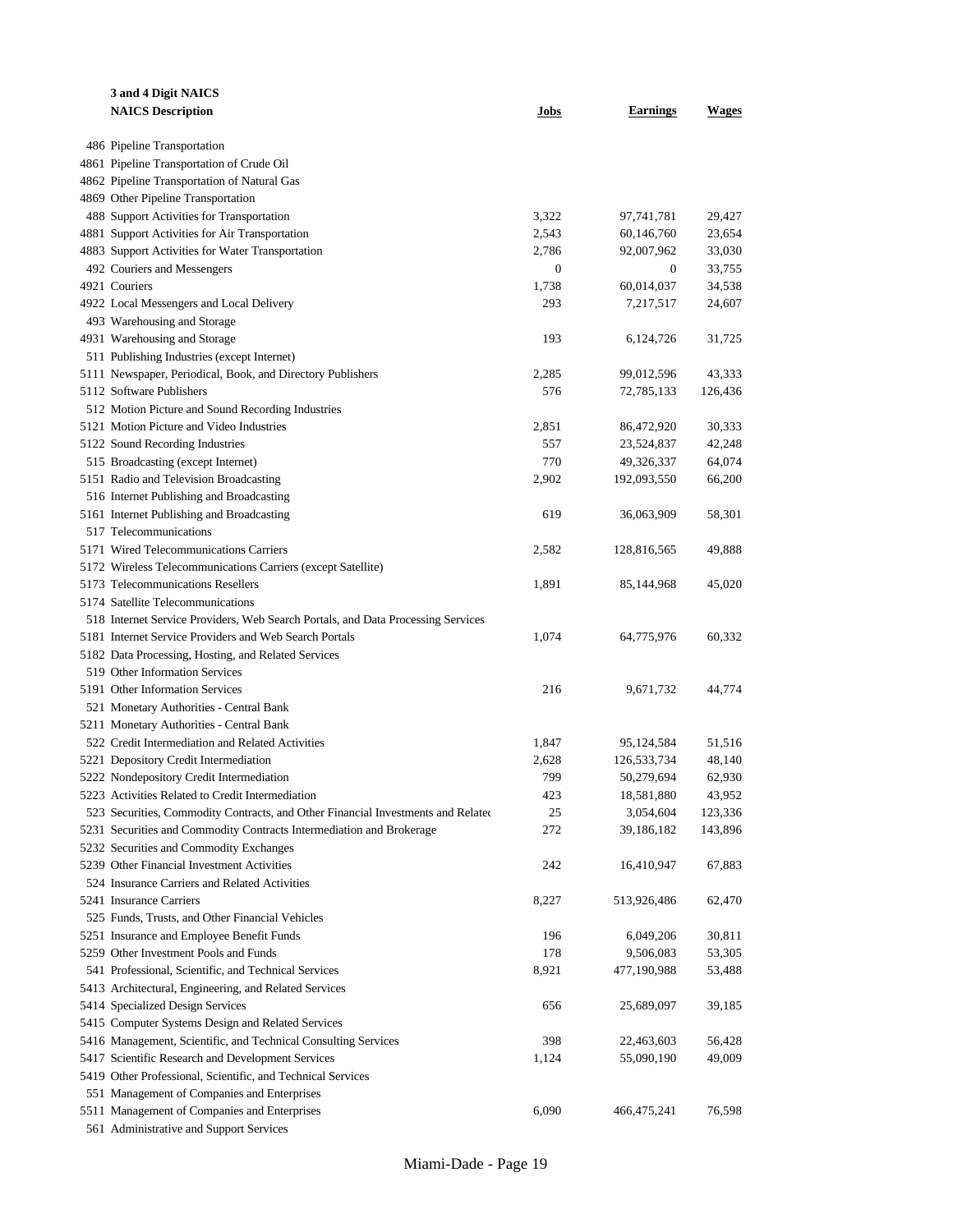| 3 and 4 Digit NAICS | NAICS Description | Jobs | Earnings | Wages |
|---|---|---|---|---|
| 486 | Pipeline Transportation | | | |
| 4861 | Pipeline Transportation of Crude Oil | | | |
| 4862 | Pipeline Transportation of Natural Gas | | | |
| 4869 | Other Pipeline Transportation | | | |
| 488 | Support Activities for Transportation | 3,322 | 97,741,781 | 29,427 |
| 4881 | Support Activities for Air Transportation | 2,543 | 60,146,760 | 23,654 |
| 4883 | Support Activities for Water Transportation | 2,786 | 92,007,962 | 33,030 |
| 492 | Couriers and Messengers | 0 | 0 | 33,755 |
| 4921 | Couriers | 1,738 | 60,014,037 | 34,538 |
| 4922 | Local Messengers and Local Delivery | 293 | 7,217,517 | 24,607 |
| 493 | Warehousing and Storage | | | |
| 4931 | Warehousing and Storage | 193 | 6,124,726 | 31,725 |
| 511 | Publishing Industries (except Internet) | | | |
| 5111 | Newspaper, Periodical, Book, and Directory Publishers | 2,285 | 99,012,596 | 43,333 |
| 5112 | Software Publishers | 576 | 72,785,133 | 126,436 |
| 512 | Motion Picture and Sound Recording Industries | | | |
| 5121 | Motion Picture and Video Industries | 2,851 | 86,472,920 | 30,333 |
| 5122 | Sound Recording Industries | 557 | 23,524,837 | 42,248 |
| 515 | Broadcasting (except Internet) | 770 | 49,326,337 | 64,074 |
| 5151 | Radio and Television Broadcasting | 2,902 | 192,093,550 | 66,200 |
| 516 | Internet Publishing and Broadcasting | | | |
| 5161 | Internet Publishing and Broadcasting | 619 | 36,063,909 | 58,301 |
| 517 | Telecommunications | | | |
| 5171 | Wired Telecommunications Carriers | 2,582 | 128,816,565 | 49,888 |
| 5172 | Wireless Telecommunications Carriers (except Satellite) | | | |
| 5173 | Telecommunications Resellers | 1,891 | 85,144,968 | 45,020 |
| 5174 | Satellite Telecommunications | | | |
| 518 | Internet Service Providers, Web Search Portals, and Data Processing Services | | | |
| 5181 | Internet Service Providers and Web Search Portals | 1,074 | 64,775,976 | 60,332 |
| 5182 | Data Processing, Hosting, and Related Services | | | |
| 519 | Other Information Services | | | |
| 5191 | Other Information Services | 216 | 9,671,732 | 44,774 |
| 521 | Monetary Authorities - Central Bank | | | |
| 5211 | Monetary Authorities - Central Bank | | | |
| 522 | Credit Intermediation and Related Activities | 1,847 | 95,124,584 | 51,516 |
| 5221 | Depository Credit Intermediation | 2,628 | 126,533,734 | 48,140 |
| 5222 | Nondepository Credit Intermediation | 799 | 50,279,694 | 62,930 |
| 5223 | Activities Related to Credit Intermediation | 423 | 18,581,880 | 43,952 |
| 523 | Securities, Commodity Contracts, and Other Financial Investments and Relatec | 25 | 3,054,604 | 123,336 |
| 5231 | Securities and Commodity Contracts Intermediation and Brokerage | 272 | 39,186,182 | 143,896 |
| 5232 | Securities and Commodity Exchanges | | | |
| 5239 | Other Financial Investment Activities | 242 | 16,410,947 | 67,883 |
| 524 | Insurance Carriers and Related Activities | | | |
| 5241 | Insurance Carriers | 8,227 | 513,926,486 | 62,470 |
| 525 | Funds, Trusts, and Other Financial Vehicles | | | |
| 5251 | Insurance and Employee Benefit Funds | 196 | 6,049,206 | 30,811 |
| 5259 | Other Investment Pools and Funds | 178 | 9,506,083 | 53,305 |
| 541 | Professional, Scientific, and Technical Services | 8,921 | 477,190,988 | 53,488 |
| 5413 | Architectural, Engineering, and Related Services | | | |
| 5414 | Specialized Design Services | 656 | 25,689,097 | 39,185 |
| 5415 | Computer Systems Design and Related Services | | | |
| 5416 | Management, Scientific, and Technical Consulting Services | 398 | 22,463,603 | 56,428 |
| 5417 | Scientific Research and Development Services | 1,124 | 55,090,190 | 49,009 |
| 5419 | Other Professional, Scientific, and Technical Services | | | |
| 551 | Management of Companies and Enterprises | | | |
| 5511 | Management of Companies and Enterprises | 6,090 | 466,475,241 | 76,598 |
| 561 | Administrative and Support Services | | | |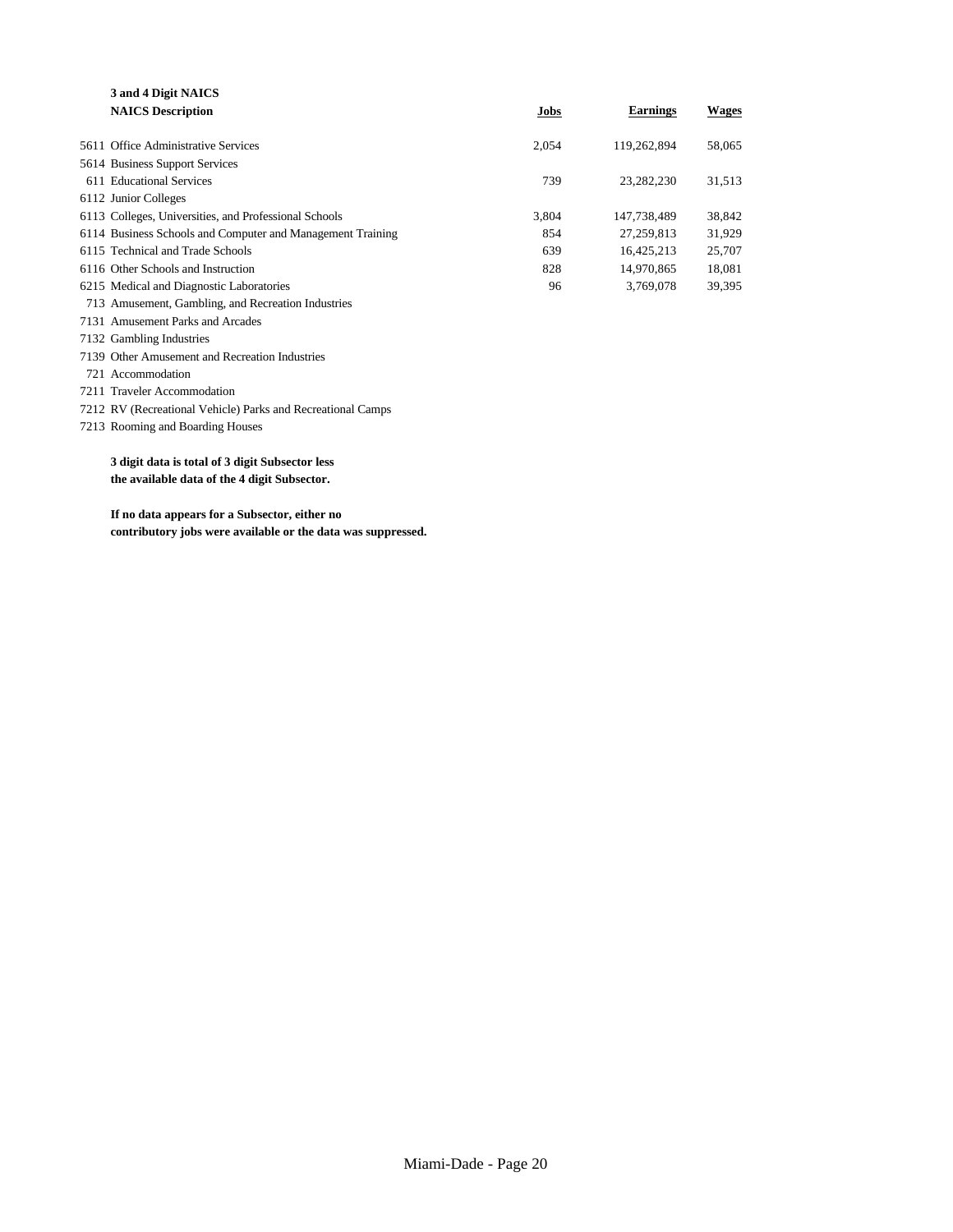| 3 and 4 Digit NAICS NAICS Description | Jobs | Earnings | Wages |
|---|---|---|---|
| 5611 Office Administrative Services | 2,054 | 119,262,894 | 58,065 |
| 5614 Business Support Services | | | |
| 611 Educational Services | 739 | 23,282,230 | 31,513 |
| 6112 Junior Colleges | | | |
| 6113 Colleges, Universities, and Professional Schools | 3,804 | 147,738,489 | 38,842 |
| 6114 Business Schools and Computer and Management Training | 854 | 27,259,813 | 31,929 |
| 6115 Technical and Trade Schools | 639 | 16,425,213 | 25,707 |
| 6116 Other Schools and Instruction | 828 | 14,970,865 | 18,081 |
| 6215 Medical and Diagnostic Laboratories | 96 | 3,769,078 | 39,395 |
| 713 Amusement, Gambling, and Recreation Industries | | | |
| 7131 Amusement Parks and Arcades | | | |
| 7132 Gambling Industries | | | |
| 7139 Other Amusement and Recreation Industries | | | |
| 721 Accommodation | | | |
| 7211 Traveler Accommodation | | | |
| 7212 RV (Recreational Vehicle) Parks and Recreational Camps | | | |
| 7213 Rooming and Boarding Houses | | | |

**3 digit data is total of 3 digit Subsector less the available data of the 4 digit Subsector.**

**If no data appears for a Subsector, either no contributory jobs were available or the data was suppressed.**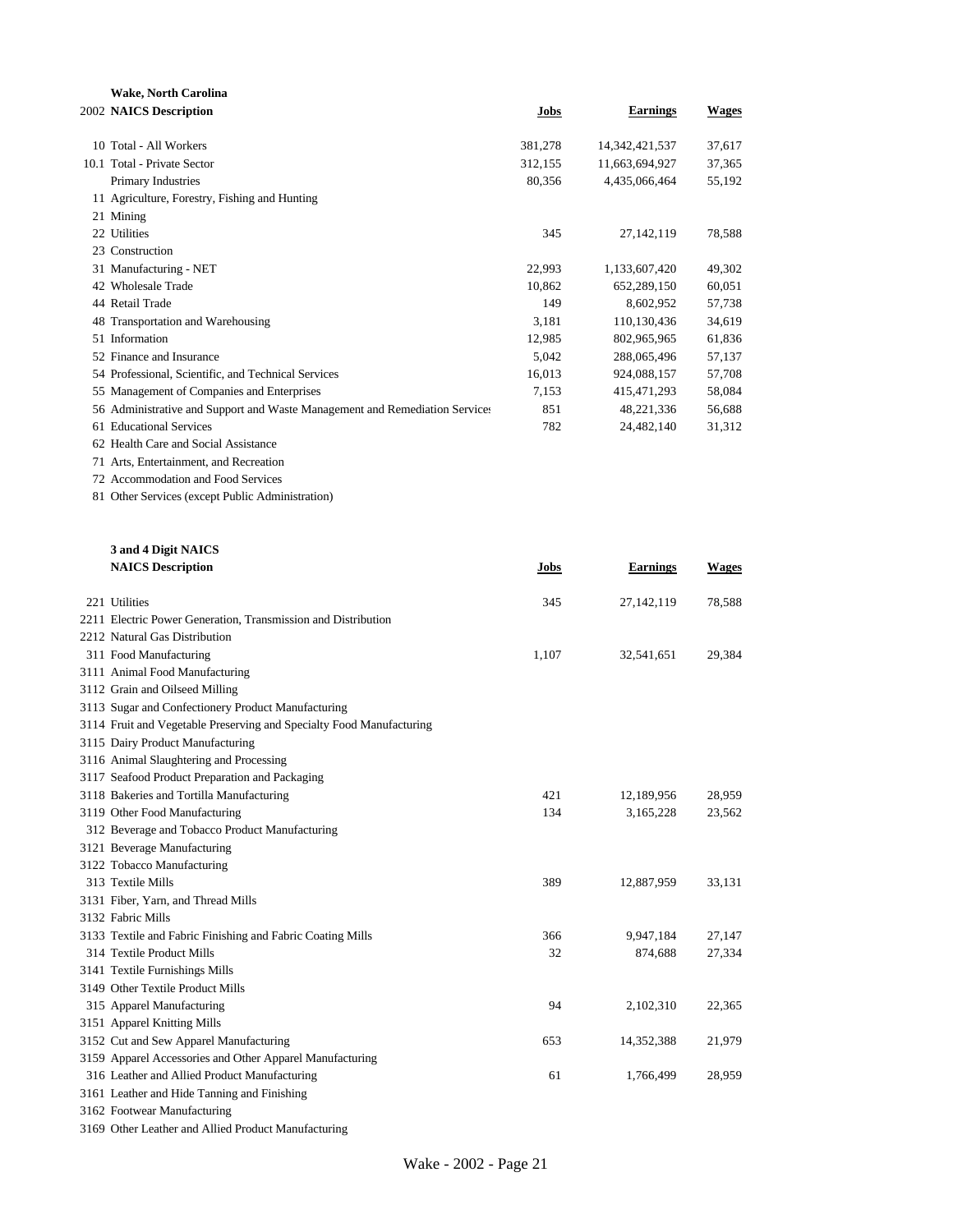**Wake, North Carolina**

| 2002 | NAICS Description | Jobs | Earnings | Wages |
|---|---|---|---|---|
| 10 | Total - All Workers | 381,278 | 14,342,421,537 | 37,617 |
| 10.1 | Total - Private Sector | 312,155 | 11,663,694,927 | 37,365 |
| | Primary Industries | 80,356 | 4,435,066,464 | 55,192 |
| 11 | Agriculture, Forestry, Fishing and Hunting | | | |
| 21 | Mining | | | |
| 22 | Utilities | 345 | 27,142,119 | 78,588 |
| 23 | Construction | | | |
| 31 | Manufacturing - NET | 22,993 | 1,133,607,420 | 49,302 |
| 42 | Wholesale Trade | 10,862 | 652,289,150 | 60,051 |
| 44 | Retail Trade | 149 | 8,602,952 | 57,738 |
| 48 | Transportation and Warehousing | 3,181 | 110,130,436 | 34,619 |
| 51 | Information | 12,985 | 802,965,965 | 61,836 |
| 52 | Finance and Insurance | 5,042 | 288,065,496 | 57,137 |
| 54 | Professional, Scientific, and Technical Services | 16,013 | 924,088,157 | 57,708 |
| 55 | Management of Companies and Enterprises | 7,153 | 415,471,293 | 58,084 |
| 56 | Administrative and Support and Waste Management and Remediation Services | 851 | 48,221,336 | 56,688 |
| 61 | Educational Services | 782 | 24,482,140 | 31,312 |
| 62 | Health Care and Social Assistance | | | |
| 71 | Arts, Entertainment, and Recreation | | | |
| 72 | Accommodation and Food Services | | | |
| 81 | Other Services (except Public Administration) | | | |

**3 and 4 Digit NAICS**

| | NAICS Description | Jobs | Earnings | Wages |
|---|---|---|---|---|
| 221 | Utilities | 345 | 27,142,119 | 78,588 |
| 2211 | Electric Power Generation, Transmission and Distribution | | | |
| 2212 | Natural Gas Distribution | | | |
| 311 | Food Manufacturing | 1,107 | 32,541,651 | 29,384 |
| 3111 | Animal Food Manufacturing | | | |
| 3112 | Grain and Oilseed Milling | | | |
| 3113 | Sugar and Confectionery Product Manufacturing | | | |
| 3114 | Fruit and Vegetable Preserving and Specialty Food Manufacturing | | | |
| 3115 | Dairy Product Manufacturing | | | |
| 3116 | Animal Slaughtering and Processing | | | |
| 3117 | Seafood Product Preparation and Packaging | | | |
| 3118 | Bakeries and Tortilla Manufacturing | 421 | 12,189,956 | 28,959 |
| 3119 | Other Food Manufacturing | 134 | 3,165,228 | 23,562 |
| 312 | Beverage and Tobacco Product Manufacturing | | | |
| 3121 | Beverage Manufacturing | | | |
| 3122 | Tobacco Manufacturing | | | |
| 313 | Textile Mills | 389 | 12,887,959 | 33,131 |
| 3131 | Fiber, Yarn, and Thread Mills | | | |
| 3132 | Fabric Mills | | | |
| 3133 | Textile and Fabric Finishing and Fabric Coating Mills | 366 | 9,947,184 | 27,147 |
| 314 | Textile Product Mills | 32 | 874,688 | 27,334 |
| 3141 | Textile Furnishings Mills | | | |
| 3149 | Other Textile Product Mills | | | |
| 315 | Apparel Manufacturing | 94 | 2,102,310 | 22,365 |
| 3151 | Apparel Knitting Mills | | | |
| 3152 | Cut and Sew Apparel Manufacturing | 653 | 14,352,388 | 21,979 |
| 3159 | Apparel Accessories and Other Apparel Manufacturing | | | |
| 316 | Leather and Allied Product Manufacturing | 61 | 1,766,499 | 28,959 |
| 3161 | Leather and Hide Tanning and Finishing | | | |
| 3162 | Footwear Manufacturing | | | |
| 3169 | Other Leather and Allied Product Manufacturing | | | |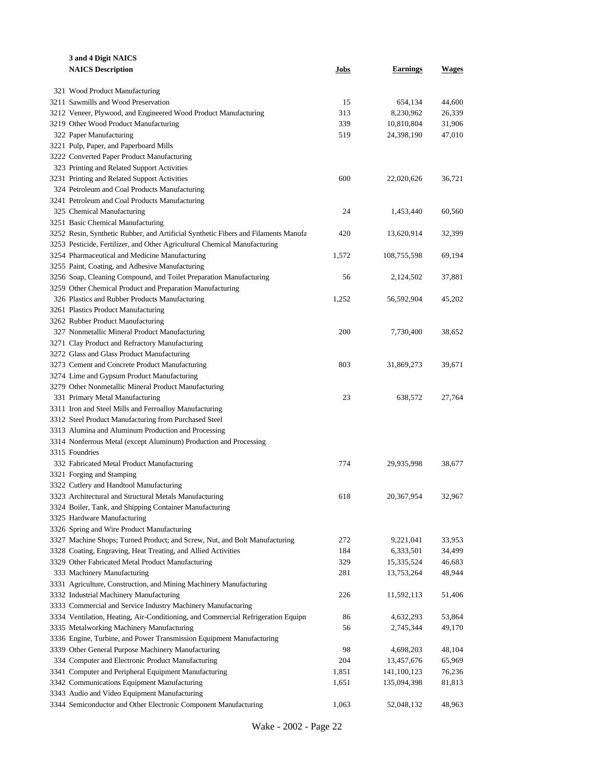**3 and 4 Digit NAICS**

| NAICS Description | Jobs | Earnings | Wages |
|---|---|---|---|
| 321 Wood Product Manufacturing | | | |
| 3211 Sawmills and Wood Preservation | 15 | 654,134 | 44,600 |
| 3212 Veneer, Plywood, and Engineered Wood Product Manufacturing | 313 | 8,230,962 | 26,339 |
| 3219 Other Wood Product Manufacturing | 339 | 10,810,804 | 31,906 |
| 322 Paper Manufacturing | 519 | 24,398,190 | 47,010 |
| 3221 Pulp, Paper, and Paperboard Mills | | | |
| 3222 Converted Paper Product Manufacturing | | | |
| 323 Printing and Related Support Activities | | | |
| 3231 Printing and Related Support Activities | 600 | 22,020,626 | 36,721 |
| 324 Petroleum and Coal Products Manufacturing | | | |
| 3241 Petroleum and Coal Products Manufacturing | | | |
| 325 Chemical Manufacturing | 24 | 1,453,440 | 60,560 |
| 3251 Basic Chemical Manufacturing | | | |
| 3252 Resin, Synthetic Rubber, and Artificial Synthetic Fibers and Filaments Manufa | 420 | 13,620,914 | 32,399 |
| 3253 Pesticide, Fertilizer, and Other Agricultural Chemical Manufacturing | | | |
| 3254 Pharmaceutical and Medicine Manufacturing | 1,572 | 108,755,598 | 69,194 |
| 3255 Paint, Coating, and Adhesive Manufacturing | | | |
| 3256 Soap, Cleaning Compound, and Toilet Preparation Manufacturing | 56 | 2,124,502 | 37,881 |
| 3259 Other Chemical Product and Preparation Manufacturing | | | |
| 326 Plastics and Rubber Products Manufacturing | 1,252 | 56,592,904 | 45,202 |
| 3261 Plastics Product Manufacturing | | | |
| 3262 Rubber Product Manufacturing | | | |
| 327 Nonmetallic Mineral Product Manufacturing | 200 | 7,730,400 | 38,652 |
| 3271 Clay Product and Refractory Manufacturing | | | |
| 3272 Glass and Glass Product Manufacturing | | | |
| 3273 Cement and Concrete Product Manufacturing | 803 | 31,869,273 | 39,671 |
| 3274 Lime and Gypsum Product Manufacturing | | | |
| 3279 Other Nonmetallic Mineral Product Manufacturing | | | |
| 331 Primary Metal Manufacturing | 23 | 638,572 | 27,764 |
| 3311 Iron and Steel Mills and Ferroalloy Manufacturing | | | |
| 3312 Steel Product Manufacturing from Purchased Steel | | | |
| 3313 Alumina and Aluminum Production and Processing | | | |
| 3314 Nonferrous Metal (except Aluminum) Production and Processing | | | |
| 3315 Foundries | | | |
| 332 Fabricated Metal Product Manufacturing | 774 | 29,935,998 | 38,677 |
| 3321 Forging and Stamping | | | |
| 3322 Cutlery and Handtool Manufacturing | | | |
| 3323 Architectural and Structural Metals Manufacturing | 618 | 20,367,954 | 32,967 |
| 3324 Boiler, Tank, and Shipping Container Manufacturing | | | |
| 3325 Hardware Manufacturing | | | |
| 3326 Spring and Wire Product Manufacturing | | | |
| 3327 Machine Shops; Turned Product; and Screw, Nut, and Bolt Manufacturing | 272 | 9,221,041 | 33,953 |
| 3328 Coating, Engraving, Heat Treating, and Allied Activities | 184 | 6,333,501 | 34,499 |
| 3329 Other Fabricated Metal Product Manufacturing | 329 | 15,335,524 | 46,683 |
| 333 Machinery Manufacturing | 281 | 13,753,264 | 48,944 |
| 3331 Agriculture, Construction, and Mining Machinery Manufacturing | | | |
| 3332 Industrial Machinery Manufacturing | 226 | 11,592,113 | 51,406 |
| 3333 Commercial and Service Industry Machinery Manufacturing | | | |
| 3334 Ventilation, Heating, Air-Conditioning, and Commercial Refrigeration Equipm | 86 | 4,632,293 | 53,864 |
| 3335 Metalworking Machinery Manufacturing | 56 | 2,745,344 | 49,170 |
| 3336 Engine, Turbine, and Power Transmission Equipment Manufacturing | | | |
| 3339 Other General Purpose Machinery Manufacturing | 98 | 4,698,203 | 48,104 |
| 334 Computer and Electronic Product Manufacturing | 204 | 13,457,676 | 65,969 |
| 3341 Computer and Peripheral Equipment Manufacturing | 1,851 | 141,100,123 | 76,236 |
| 3342 Communications Equipment Manufacturing | 1,651 | 135,094,398 | 81,813 |
| 3343 Audio and Video Equipment Manufacturing | | | |
| 3344 Semiconductor and Other Electronic Component Manufacturing | 1,063 | 52,048,132 | 48,963 |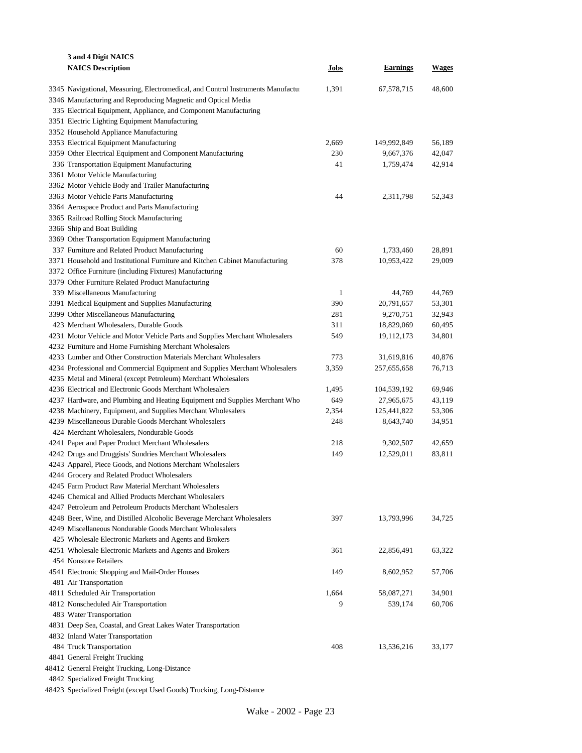| 3 and 4 Digit NAICS<br>NAICS Description | Jobs | Earnings | Wages |
|---|---|---|---|
| 3345 Navigational, Measuring, Electromedical, and Control Instruments Manufactu | 1,391 | 67,578,715 | 48,600 |
| 3346 Manufacturing and Reproducing Magnetic and Optical Media | | | |
| 335 Electrical Equipment, Appliance, and Component Manufacturing | | | |
| 3351 Electric Lighting Equipment Manufacturing | | | |
| 3352 Household Appliance Manufacturing | | | |
| 3353 Electrical Equipment Manufacturing | 2,669 | 149,992,849 | 56,189 |
| 3359 Other Electrical Equipment and Component Manufacturing | 230 | 9,667,376 | 42,047 |
| 336 Transportation Equipment Manufacturing | 41 | 1,759,474 | 42,914 |
| 3361 Motor Vehicle Manufacturing | | | |
| 3362 Motor Vehicle Body and Trailer Manufacturing | | | |
| 3363 Motor Vehicle Parts Manufacturing | 44 | 2,311,798 | 52,343 |
| 3364 Aerospace Product and Parts Manufacturing | | | |
| 3365 Railroad Rolling Stock Manufacturing | | | |
| 3366 Ship and Boat Building | | | |
| 3369 Other Transportation Equipment Manufacturing | | | |
| 337 Furniture and Related Product Manufacturing | 60 | 1,733,460 | 28,891 |
| 3371 Household and Institutional Furniture and Kitchen Cabinet Manufacturing | 378 | 10,953,422 | 29,009 |
| 3372 Office Furniture (including Fixtures) Manufacturing | | | |
| 3379 Other Furniture Related Product Manufacturing | | | |
| 339 Miscellaneous Manufacturing | 1 | 44,769 | 44,769 |
| 3391 Medical Equipment and Supplies Manufacturing | 390 | 20,791,657 | 53,301 |
| 3399 Other Miscellaneous Manufacturing | 281 | 9,270,751 | 32,943 |
| 423 Merchant Wholesalers, Durable Goods | 311 | 18,829,069 | 60,495 |
| 4231 Motor Vehicle and Motor Vehicle Parts and Supplies Merchant Wholesalers | 549 | 19,112,173 | 34,801 |
| 4232 Furniture and Home Furnishing Merchant Wholesalers | | | |
| 4233 Lumber and Other Construction Materials Merchant Wholesalers | 773 | 31,619,816 | 40,876 |
| 4234 Professional and Commercial Equipment and Supplies Merchant Wholesalers | 3,359 | 257,655,658 | 76,713 |
| 4235 Metal and Mineral (except Petroleum) Merchant Wholesalers | | | |
| 4236 Electrical and Electronic Goods Merchant Wholesalers | 1,495 | 104,539,192 | 69,946 |
| 4237 Hardware, and Plumbing and Heating Equipment and Supplies Merchant Who | 649 | 27,965,675 | 43,119 |
| 4238 Machinery, Equipment, and Supplies Merchant Wholesalers | 2,354 | 125,441,822 | 53,306 |
| 4239 Miscellaneous Durable Goods Merchant Wholesalers | 248 | 8,643,740 | 34,951 |
| 424 Merchant Wholesalers, Nondurable Goods | | | |
| 4241 Paper and Paper Product Merchant Wholesalers | 218 | 9,302,507 | 42,659 |
| 4242 Drugs and Druggists' Sundries Merchant Wholesalers | 149 | 12,529,011 | 83,811 |
| 4243 Apparel, Piece Goods, and Notions Merchant Wholesalers | | | |
| 4244 Grocery and Related Product Wholesalers | | | |
| 4245 Farm Product Raw Material Merchant Wholesalers | | | |
| 4246 Chemical and Allied Products Merchant Wholesalers | | | |
| 4247 Petroleum and Petroleum Products Merchant Wholesalers | | | |
| 4248 Beer, Wine, and Distilled Alcoholic Beverage Merchant Wholesalers | 397 | 13,793,996 | 34,725 |
| 4249 Miscellaneous Nondurable Goods Merchant Wholesalers | | | |
| 425 Wholesale Electronic Markets and Agents and Brokers | | | |
| 4251 Wholesale Electronic Markets and Agents and Brokers | 361 | 22,856,491 | 63,322 |
| 454 Nonstore Retailers | | | |
| 4541 Electronic Shopping and Mail-Order Houses | 149 | 8,602,952 | 57,706 |
| 481 Air Transportation | | | |
| 4811 Scheduled Air Transportation | 1,664 | 58,087,271 | 34,901 |
| 4812 Nonscheduled Air Transportation | 9 | 539,174 | 60,706 |
| 483 Water Transportation | | | |
| 4831 Deep Sea, Coastal, and Great Lakes Water Transportation | | | |
| 4832 Inland Water Transportation | | | |
| 484 Truck Transportation | 408 | 13,536,216 | 33,177 |
| 4841 General Freight Trucking | | | |
| 48412 General Freight Trucking, Long-Distance | | | |
| 4842 Specialized Freight Trucking | | | |
| 48423 Specialized Freight (except Used Goods) Trucking, Long-Distance | | | |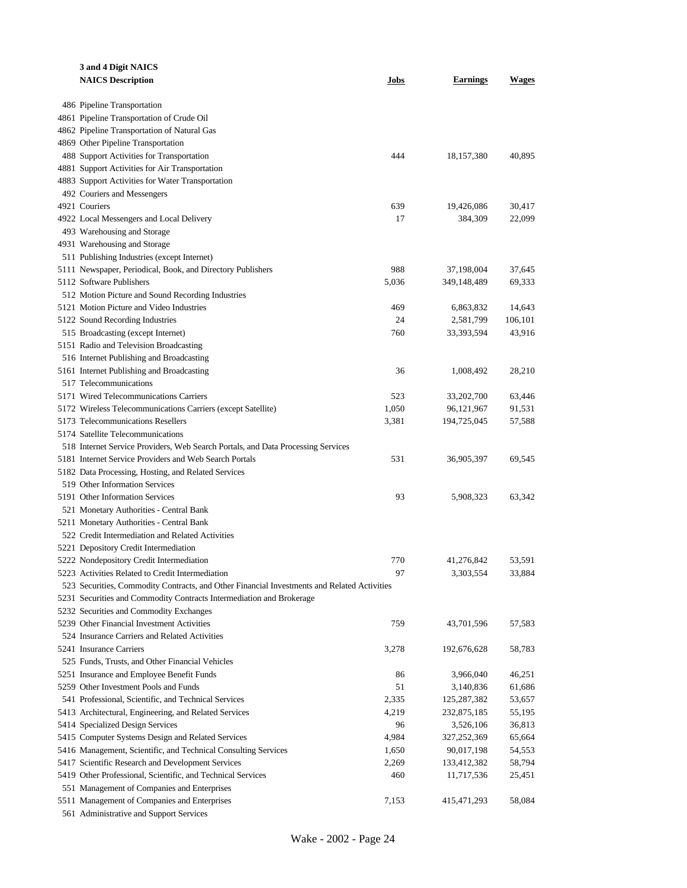| 3 and 4 Digit NAICS<br>NAICS Description | Jobs | Earnings | Wages |
|---|---|---|---|
| 486 Pipeline Transportation | | | |
| 4861 Pipeline Transportation of Crude Oil | | | |
| 4862 Pipeline Transportation of Natural Gas | | | |
| 4869 Other Pipeline Transportation | | | |
| 488 Support Activities for Transportation | 444 | 18,157,380 | 40,895 |
| 4881 Support Activities for Air Transportation | | | |
| 4883 Support Activities for Water Transportation | | | |
| 492 Couriers and Messengers | | | |
| 4921 Couriers | 639 | 19,426,086 | 30,417 |
| 4922 Local Messengers and Local Delivery | 17 | 384,309 | 22,099 |
| 493 Warehousing and Storage | | | |
| 4931 Warehousing and Storage | | | |
| 511 Publishing Industries (except Internet) | | | |
| 5111 Newspaper, Periodical, Book, and Directory Publishers | 988 | 37,198,004 | 37,645 |
| 5112 Software Publishers | 5,036 | 349,148,489 | 69,333 |
| 512 Motion Picture and Sound Recording Industries | | | |
| 5121 Motion Picture and Video Industries | 469 | 6,863,832 | 14,643 |
| 5122 Sound Recording Industries | 24 | 2,581,799 | 106,101 |
| 515 Broadcasting (except Internet) | 760 | 33,393,594 | 43,916 |
| 5151 Radio and Television Broadcasting | | | |
| 516 Internet Publishing and Broadcasting | | | |
| 5161 Internet Publishing and Broadcasting | 36 | 1,008,492 | 28,210 |
| 517 Telecommunications | | | |
| 5171 Wired Telecommunications Carriers | 523 | 33,202,700 | 63,446 |
| 5172 Wireless Telecommunications Carriers (except Satellite) | 1,050 | 96,121,967 | 91,531 |
| 5173 Telecommunications Resellers | 3,381 | 194,725,045 | 57,588 |
| 5174 Satellite Telecommunications | | | |
| 518 Internet Service Providers, Web Search Portals, and Data Processing Services | | | |
| 5181 Internet Service Providers and Web Search Portals | 531 | 36,905,397 | 69,545 |
| 5182 Data Processing, Hosting, and Related Services | | | |
| 519 Other Information Services | | | |
| 5191 Other Information Services | 93 | 5,908,323 | 63,342 |
| 521 Monetary Authorities - Central Bank | | | |
| 5211 Monetary Authorities - Central Bank | | | |
| 522 Credit Intermediation and Related Activities | | | |
| 5221 Depository Credit Intermediation | | | |
| 5222 Nondepository Credit Intermediation | 770 | 41,276,842 | 53,591 |
| 5223 Activities Related to Credit Intermediation | 97 | 3,303,554 | 33,884 |
| 523 Securities, Commodity Contracts, and Other Financial Investments and Related Activities | | | |
| 5231 Securities and Commodity Contracts Intermediation and Brokerage | | | |
| 5232 Securities and Commodity Exchanges | | | |
| 5239 Other Financial Investment Activities | 759 | 43,701,596 | 57,583 |
| 524 Insurance Carriers and Related Activities | | | |
| 5241 Insurance Carriers | 3,278 | 192,676,628 | 58,783 |
| 525 Funds, Trusts, and Other Financial Vehicles | | | |
| 5251 Insurance and Employee Benefit Funds | 86 | 3,966,040 | 46,251 |
| 5259 Other Investment Pools and Funds | 51 | 3,140,836 | 61,686 |
| 541 Professional, Scientific, and Technical Services | 2,335 | 125,287,382 | 53,657 |
| 5413 Architectural, Engineering, and Related Services | 4,219 | 232,875,185 | 55,195 |
| 5414 Specialized Design Services | 96 | 3,526,106 | 36,813 |
| 5415 Computer Systems Design and Related Services | 4,984 | 327,252,369 | 65,664 |
| 5416 Management, Scientific, and Technical Consulting Services | 1,650 | 90,017,198 | 54,553 |
| 5417 Scientific Research and Development Services | 2,269 | 133,412,382 | 58,794 |
| 5419 Other Professional, Scientific, and Technical Services | 460 | 11,717,536 | 25,451 |
| 551 Management of Companies and Enterprises | | | |
| 5511 Management of Companies and Enterprises | 7,153 | 415,471,293 | 58,084 |
| 561 Administrative and Support Services | | | |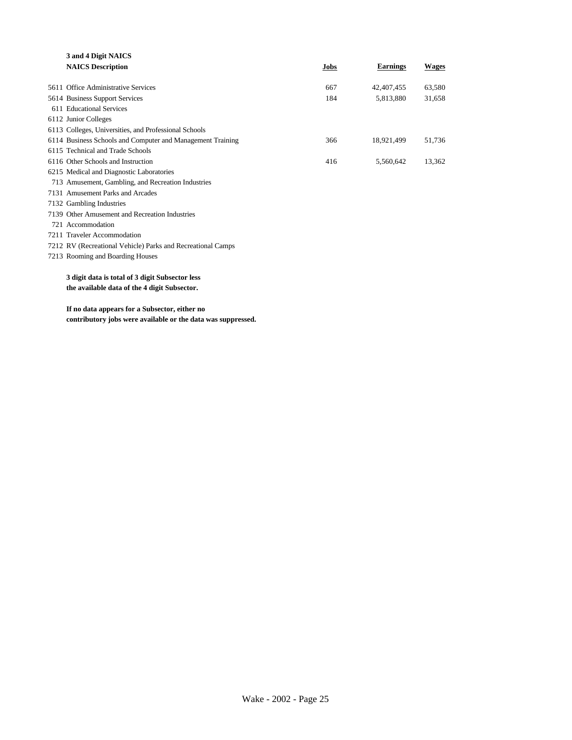| 3 and 4 Digit NAICS<br>NAICS Description | Jobs | Earnings | Wages |
|---|---|---|---|
| 5611 Office Administrative Services | 667 | 42,407,455 | 63,580 |
| 5614 Business Support Services | 184 | 5,813,880 | 31,658 |
| 611 Educational Services | | | |
| 6112 Junior Colleges | | | |
| 6113 Colleges, Universities, and Professional Schools | | | |
| 6114 Business Schools and Computer and Management Training | 366 | 18,921,499 | 51,736 |
| 6115 Technical and Trade Schools | | | |
| 6116 Other Schools and Instruction | 416 | 5,560,642 | 13,362 |
| 6215 Medical and Diagnostic Laboratories | | | |
| 713 Amusement, Gambling, and Recreation Industries | | | |
| 7131 Amusement Parks and Arcades | | | |
| 7132 Gambling Industries | | | |
| 7139 Other Amusement and Recreation Industries | | | |
| 721 Accommodation | | | |
| 7211 Traveler Accommodation | | | |
| 7212 RV (Recreational Vehicle) Parks and Recreational Camps | | | |
| 7213 Rooming and Boarding Houses | | | |

**3 digit data is total of 3 digit Subsector less the available data of the 4 digit Subsector.**

**If no data appears for a Subsector, either no contributory jobs were available or the data was suppressed.**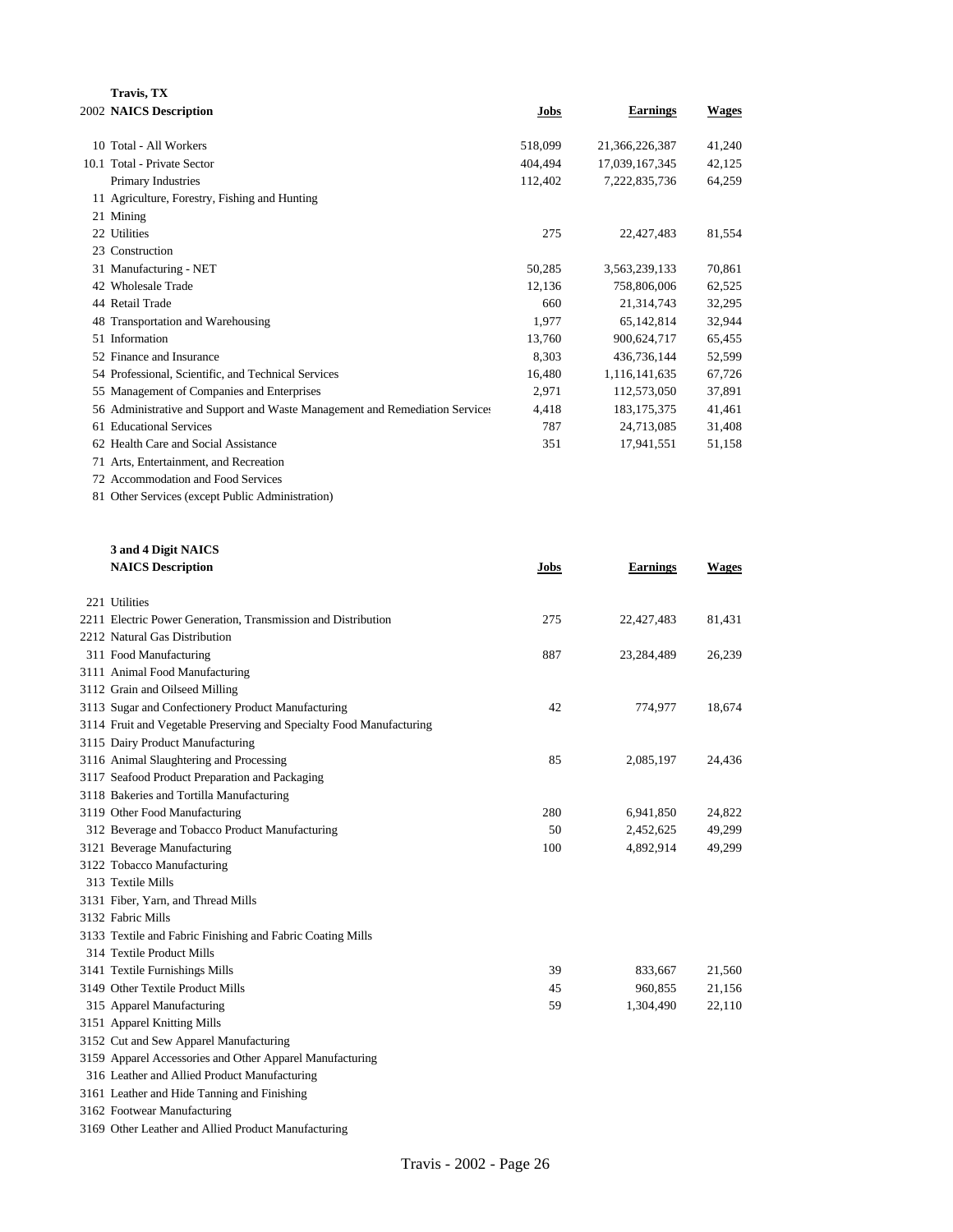**Travis, TX**

| 2002 | NAICS Description | Jobs | Earnings | Wages |
|---|---|---|---|---|
| 10 | Total - All Workers | 518,099 | 21,366,226,387 | 41,240 |
| 10.1 | Total - Private Sector | 404,494 | 17,039,167,345 | 42,125 |
| | Primary Industries | 112,402 | 7,222,835,736 | 64,259 |
| 11 | Agriculture, Forestry, Fishing and Hunting | | | |
| 21 | Mining | | | |
| 22 | Utilities | 275 | 22,427,483 | 81,554 |
| 23 | Construction | | | |
| 31 | Manufacturing - NET | 50,285 | 3,563,239,133 | 70,861 |
| 42 | Wholesale Trade | 12,136 | 758,806,006 | 62,525 |
| 44 | Retail Trade | 660 | 21,314,743 | 32,295 |
| 48 | Transportation and Warehousing | 1,977 | 65,142,814 | 32,944 |
| 51 | Information | 13,760 | 900,624,717 | 65,455 |
| 52 | Finance and Insurance | 8,303 | 436,736,144 | 52,599 |
| 54 | Professional, Scientific, and Technical Services | 16,480 | 1,116,141,635 | 67,726 |
| 55 | Management of Companies and Enterprises | 2,971 | 112,573,050 | 37,891 |
| 56 | Administrative and Support and Waste Management and Remediation Services | 4,418 | 183,175,375 | 41,461 |
| 61 | Educational Services | 787 | 24,713,085 | 31,408 |
| 62 | Health Care and Social Assistance | 351 | 17,941,551 | 51,158 |
| 71 | Arts, Entertainment, and Recreation | | | |
| 72 | Accommodation and Food Services | | | |
| 81 | Other Services (except Public Administration) | | | |

**3 and 4 Digit NAICS**

| | NAICS Description | Jobs | Earnings | Wages |
|---|---|---|---|---|
| 221 | Utilities | | | |
| 2211 | Electric Power Generation, Transmission and Distribution | 275 | 22,427,483 | 81,431 |
| 2212 | Natural Gas Distribution | | | |
| 311 | Food Manufacturing | 887 | 23,284,489 | 26,239 |
| 3111 | Animal Food Manufacturing | | | |
| 3112 | Grain and Oilseed Milling | | | |
| 3113 | Sugar and Confectionery Product Manufacturing | 42 | 774,977 | 18,674 |
| 3114 | Fruit and Vegetable Preserving and Specialty Food Manufacturing | | | |
| 3115 | Dairy Product Manufacturing | | | |
| 3116 | Animal Slaughtering and Processing | 85 | 2,085,197 | 24,436 |
| 3117 | Seafood Product Preparation and Packaging | | | |
| 3118 | Bakeries and Tortilla Manufacturing | | | |
| 3119 | Other Food Manufacturing | 280 | 6,941,850 | 24,822 |
| 312 | Beverage and Tobacco Product Manufacturing | 50 | 2,452,625 | 49,299 |
| 3121 | Beverage Manufacturing | 100 | 4,892,914 | 49,299 |
| 3122 | Tobacco Manufacturing | | | |
| 313 | Textile Mills | | | |
| 3131 | Fiber, Yarn, and Thread Mills | | | |
| 3132 | Fabric Mills | | | |
| 3133 | Textile and Fabric Finishing and Fabric Coating Mills | | | |
| 314 | Textile Product Mills | | | |
| 3141 | Textile Furnishings Mills | 39 | 833,667 | 21,560 |
| 3149 | Other Textile Product Mills | 45 | 960,855 | 21,156 |
| 315 | Apparel Manufacturing | 59 | 1,304,490 | 22,110 |
| 3151 | Apparel Knitting Mills | | | |
| 3152 | Cut and Sew Apparel Manufacturing | | | |
| 3159 | Apparel Accessories and Other Apparel Manufacturing | | | |
| 316 | Leather and Allied Product Manufacturing | | | |
| 3161 | Leather and Hide Tanning and Finishing | | | |
| 3162 | Footwear Manufacturing | | | |
| 3169 | Other Leather and Allied Product Manufacturing | | | |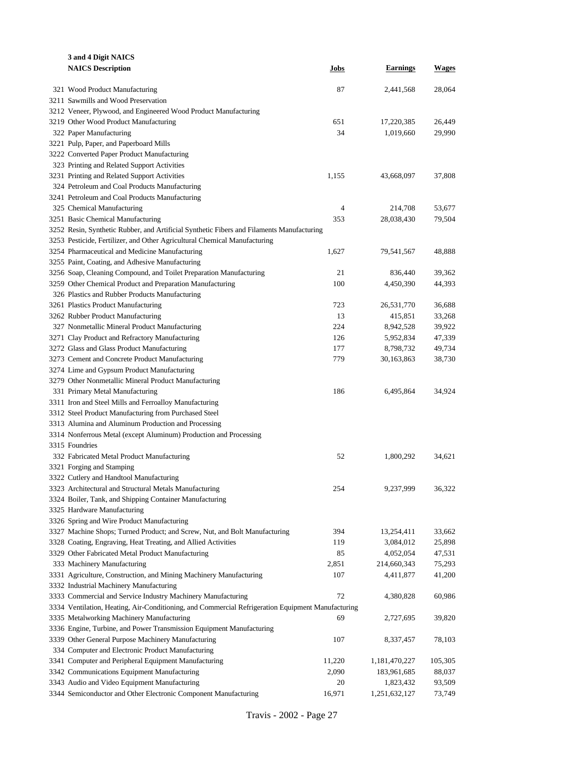**3 and 4 Digit NAICS**

| NAICS | NAICS Description | Jobs | Earnings | Wages |
|---|---|---|---|---|
| 321 | Wood Product Manufacturing | 87 | 2,441,568 | 28,064 |
| 3211 | Sawmills and Wood Preservation | | | |
| 3212 | Veneer, Plywood, and Engineered Wood Product Manufacturing | | | |
| 3219 | Other Wood Product Manufacturing | 651 | 17,220,385 | 26,449 |
| 322 | Paper Manufacturing | 34 | 1,019,660 | 29,990 |
| 3221 | Pulp, Paper, and Paperboard Mills | | | |
| 3222 | Converted Paper Product Manufacturing | | | |
| 323 | Printing and Related Support Activities | | | |
| 3231 | Printing and Related Support Activities | 1,155 | 43,668,097 | 37,808 |
| 324 | Petroleum and Coal Products Manufacturing | | | |
| 3241 | Petroleum and Coal Products Manufacturing | | | |
| 325 | Chemical Manufacturing | 4 | 214,708 | 53,677 |
| 3251 | Basic Chemical Manufacturing | 353 | 28,038,430 | 79,504 |
| 3252 | Resin, Synthetic Rubber, and Artificial Synthetic Fibers and Filaments Manufacturing | | | |
| 3253 | Pesticide, Fertilizer, and Other Agricultural Chemical Manufacturing | | | |
| 3254 | Pharmaceutical and Medicine Manufacturing | 1,627 | 79,541,567 | 48,888 |
| 3255 | Paint, Coating, and Adhesive Manufacturing | | | |
| 3256 | Soap, Cleaning Compound, and Toilet Preparation Manufacturing | 21 | 836,440 | 39,362 |
| 3259 | Other Chemical Product and Preparation Manufacturing | 100 | 4,450,390 | 44,393 |
| 326 | Plastics and Rubber Products Manufacturing | | | |
| 3261 | Plastics Product Manufacturing | 723 | 26,531,770 | 36,688 |
| 3262 | Rubber Product Manufacturing | 13 | 415,851 | 33,268 |
| 327 | Nonmetallic Mineral Product Manufacturing | 224 | 8,942,528 | 39,922 |
| 3271 | Clay Product and Refractory Manufacturing | 126 | 5,952,834 | 47,339 |
| 3272 | Glass and Glass Product Manufacturing | 177 | 8,798,732 | 49,734 |
| 3273 | Cement and Concrete Product Manufacturing | 779 | 30,163,863 | 38,730 |
| 3274 | Lime and Gypsum Product Manufacturing | | | |
| 3279 | Other Nonmetallic Mineral Product Manufacturing | | | |
| 331 | Primary Metal Manufacturing | 186 | 6,495,864 | 34,924 |
| 3311 | Iron and Steel Mills and Ferroalloy Manufacturing | | | |
| 3312 | Steel Product Manufacturing from Purchased Steel | | | |
| 3313 | Alumina and Aluminum Production and Processing | | | |
| 3314 | Nonferrous Metal (except Aluminum) Production and Processing | | | |
| 3315 | Foundries | | | |
| 332 | Fabricated Metal Product Manufacturing | 52 | 1,800,292 | 34,621 |
| 3321 | Forging and Stamping | | | |
| 3322 | Cutlery and Handtool Manufacturing | | | |
| 3323 | Architectural and Structural Metals Manufacturing | 254 | 9,237,999 | 36,322 |
| 3324 | Boiler, Tank, and Shipping Container Manufacturing | | | |
| 3325 | Hardware Manufacturing | | | |
| 3326 | Spring and Wire Product Manufacturing | | | |
| 3327 | Machine Shops; Turned Product; and Screw, Nut, and Bolt Manufacturing | 394 | 13,254,411 | 33,662 |
| 3328 | Coating, Engraving, Heat Treating, and Allied Activities | 119 | 3,084,012 | 25,898 |
| 3329 | Other Fabricated Metal Product Manufacturing | 85 | 4,052,054 | 47,531 |
| 333 | Machinery Manufacturing | 2,851 | 214,660,343 | 75,293 |
| 3331 | Agriculture, Construction, and Mining Machinery Manufacturing | 107 | 4,411,877 | 41,200 |
| 3332 | Industrial Machinery Manufacturing | | | |
| 3333 | Commercial and Service Industry Machinery Manufacturing | 72 | 4,380,828 | 60,986 |
| 3334 | Ventilation, Heating, Air-Conditioning, and Commercial Refrigeration Equipment Manufacturing | | | |
| 3335 | Metalworking Machinery Manufacturing | 69 | 2,727,695 | 39,820 |
| 3336 | Engine, Turbine, and Power Transmission Equipment Manufacturing | | | |
| 3339 | Other General Purpose Machinery Manufacturing | 107 | 8,337,457 | 78,103 |
| 334 | Computer and Electronic Product Manufacturing | | | |
| 3341 | Computer and Peripheral Equipment Manufacturing | 11,220 | 1,181,470,227 | 105,305 |
| 3342 | Communications Equipment Manufacturing | 2,090 | 183,961,685 | 88,037 |
| 3343 | Audio and Video Equipment Manufacturing | 20 | 1,823,432 | 93,509 |
| 3344 | Semiconductor and Other Electronic Component Manufacturing | 16,971 | 1,251,632,127 | 73,749 |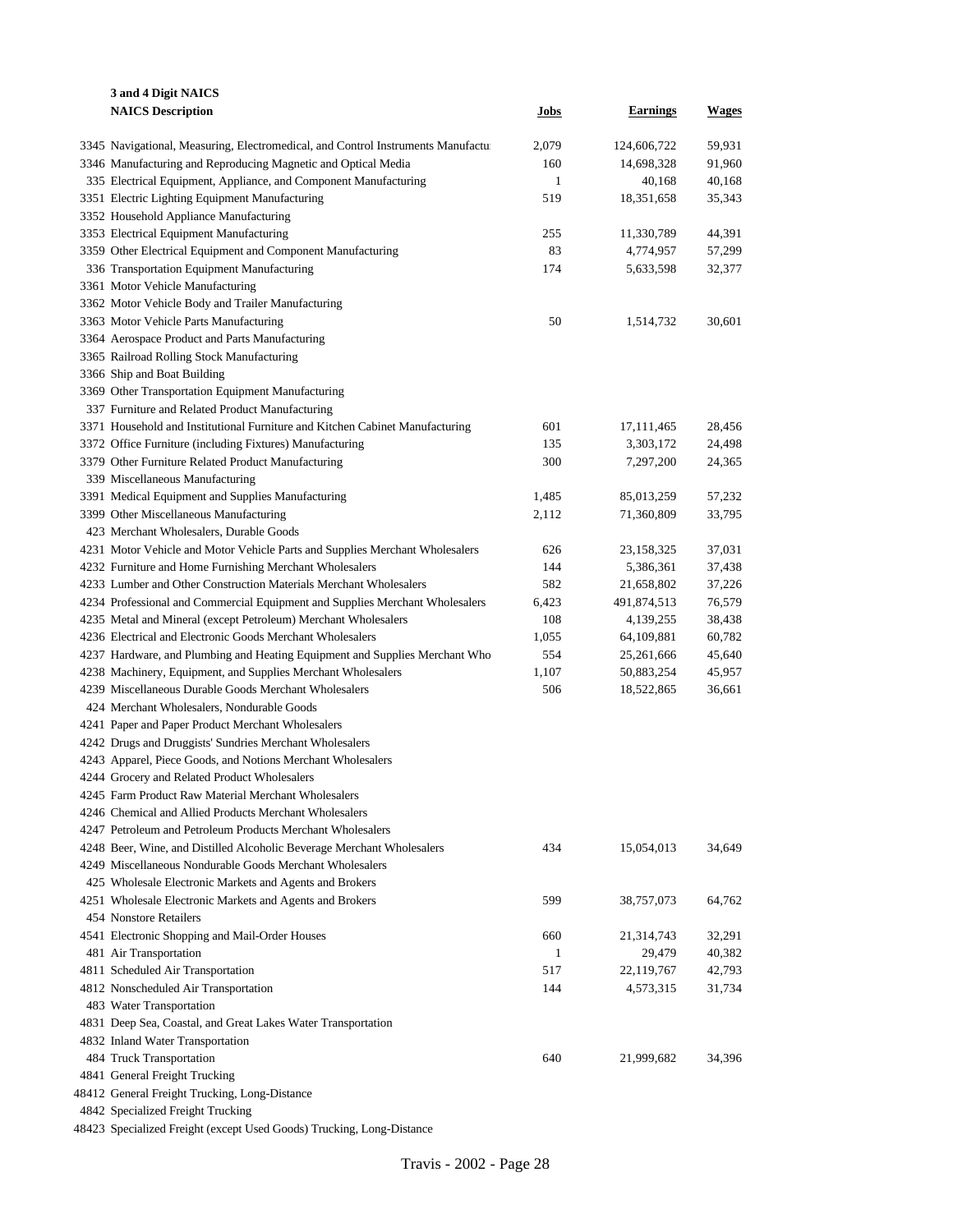**3 and 4 Digit NAICS**

| NAICS Description | Jobs | Earnings | Wages |
|---|---|---|---|
| 3345 Navigational, Measuring, Electromedical, and Control Instruments Manufactu | 2,079 | 124,606,722 | 59,931 |
| 3346 Manufacturing and Reproducing Magnetic and Optical Media | 160 | 14,698,328 | 91,960 |
| 335 Electrical Equipment, Appliance, and Component Manufacturing | 1 | 40,168 | 40,168 |
| 3351 Electric Lighting Equipment Manufacturing | 519 | 18,351,658 | 35,343 |
| 3352 Household Appliance Manufacturing | | | |
| 3353 Electrical Equipment Manufacturing | 255 | 11,330,789 | 44,391 |
| 3359 Other Electrical Equipment and Component Manufacturing | 83 | 4,774,957 | 57,299 |
| 336 Transportation Equipment Manufacturing | 174 | 5,633,598 | 32,377 |
| 3361 Motor Vehicle Manufacturing | | | |
| 3362 Motor Vehicle Body and Trailer Manufacturing | | | |
| 3363 Motor Vehicle Parts Manufacturing | 50 | 1,514,732 | 30,601 |
| 3364 Aerospace Product and Parts Manufacturing | | | |
| 3365 Railroad Rolling Stock Manufacturing | | | |
| 3366 Ship and Boat Building | | | |
| 3369 Other Transportation Equipment Manufacturing | | | |
| 337 Furniture and Related Product Manufacturing | | | |
| 3371 Household and Institutional Furniture and Kitchen Cabinet Manufacturing | 601 | 17,111,465 | 28,456 |
| 3372 Office Furniture (including Fixtures) Manufacturing | 135 | 3,303,172 | 24,498 |
| 3379 Other Furniture Related Product Manufacturing | 300 | 7,297,200 | 24,365 |
| 339 Miscellaneous Manufacturing | | | |
| 3391 Medical Equipment and Supplies Manufacturing | 1,485 | 85,013,259 | 57,232 |
| 3399 Other Miscellaneous Manufacturing | 2,112 | 71,360,809 | 33,795 |
| 423 Merchant Wholesalers, Durable Goods | | | |
| 4231 Motor Vehicle and Motor Vehicle Parts and Supplies Merchant Wholesalers | 626 | 23,158,325 | 37,031 |
| 4232 Furniture and Home Furnishing Merchant Wholesalers | 144 | 5,386,361 | 37,438 |
| 4233 Lumber and Other Construction Materials Merchant Wholesalers | 582 | 21,658,802 | 37,226 |
| 4234 Professional and Commercial Equipment and Supplies Merchant Wholesalers | 6,423 | 491,874,513 | 76,579 |
| 4235 Metal and Mineral (except Petroleum) Merchant Wholesalers | 108 | 4,139,255 | 38,438 |
| 4236 Electrical and Electronic Goods Merchant Wholesalers | 1,055 | 64,109,881 | 60,782 |
| 4237 Hardware, and Plumbing and Heating Equipment and Supplies Merchant Who | 554 | 25,261,666 | 45,640 |
| 4238 Machinery, Equipment, and Supplies Merchant Wholesalers | 1,107 | 50,883,254 | 45,957 |
| 4239 Miscellaneous Durable Goods Merchant Wholesalers | 506 | 18,522,865 | 36,661 |
| 424 Merchant Wholesalers, Nondurable Goods | | | |
| 4241 Paper and Paper Product Merchant Wholesalers | | | |
| 4242 Drugs and Druggists' Sundries Merchant Wholesalers | | | |
| 4243 Apparel, Piece Goods, and Notions Merchant Wholesalers | | | |
| 4244 Grocery and Related Product Wholesalers | | | |
| 4245 Farm Product Raw Material Merchant Wholesalers | | | |
| 4246 Chemical and Allied Products Merchant Wholesalers | | | |
| 4247 Petroleum and Petroleum Products Merchant Wholesalers | | | |
| 4248 Beer, Wine, and Distilled Alcoholic Beverage Merchant Wholesalers | 434 | 15,054,013 | 34,649 |
| 4249 Miscellaneous Nondurable Goods Merchant Wholesalers | | | |
| 425 Wholesale Electronic Markets and Agents and Brokers | | | |
| 4251 Wholesale Electronic Markets and Agents and Brokers | 599 | 38,757,073 | 64,762 |
| 454 Nonstore Retailers | | | |
| 4541 Electronic Shopping and Mail-Order Houses | 660 | 21,314,743 | 32,291 |
| 481 Air Transportation | 1 | 29,479 | 40,382 |
| 4811 Scheduled Air Transportation | 517 | 22,119,767 | 42,793 |
| 4812 Nonscheduled Air Transportation | 144 | 4,573,315 | 31,734 |
| 483 Water Transportation | | | |
| 4831 Deep Sea, Coastal, and Great Lakes Water Transportation | | | |
| 4832 Inland Water Transportation | | | |
| 484 Truck Transportation | 640 | 21,999,682 | 34,396 |
| 4841 General Freight Trucking | | | |
| 48412 General Freight Trucking, Long-Distance | | | |
| 4842 Specialized Freight Trucking | | | |
| 48423 Specialized Freight (except Used Goods) Trucking, Long-Distance | | | |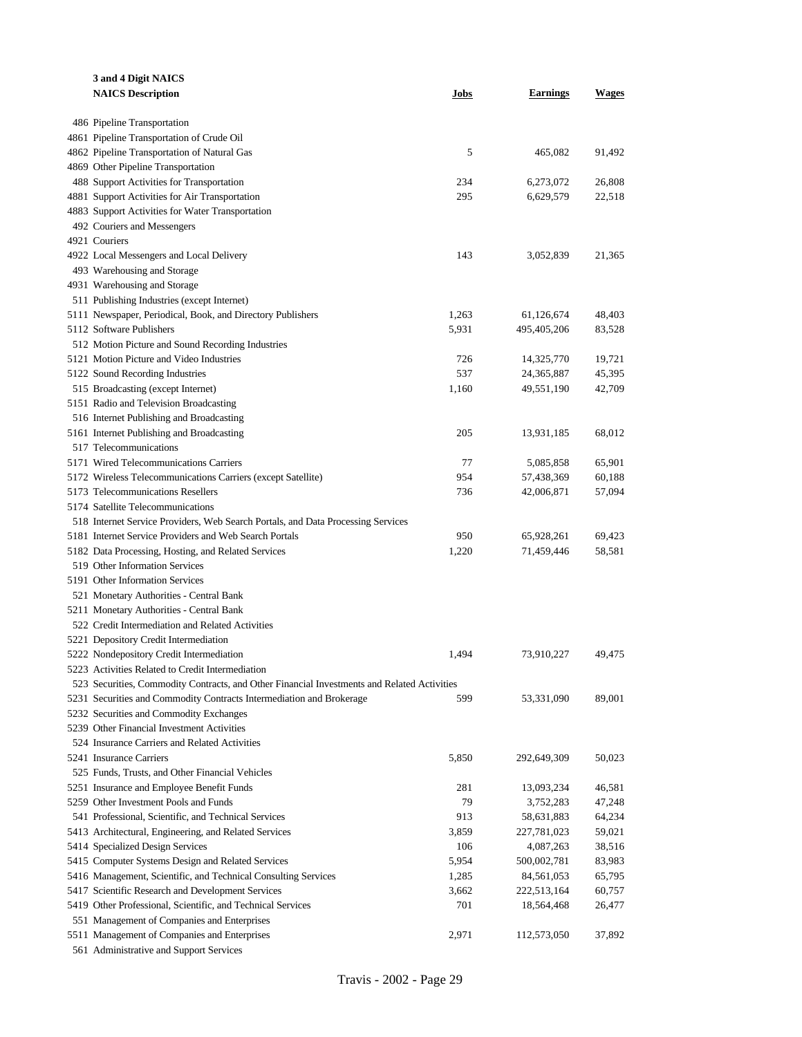| 3 and 4 Digit NAICS<br>NAICS Description | Jobs | Earnings | Wages |
|---|---|---|---|
| 486 Pipeline Transportation | | | |
| 4861 Pipeline Transportation of Crude Oil | | | |
| 4862 Pipeline Transportation of Natural Gas | 5 | 465,082 | 91,492 |
| 4869 Other Pipeline Transportation | | | |
| 488 Support Activities for Transportation | 234 | 6,273,072 | 26,808 |
| 4881 Support Activities for Air Transportation | 295 | 6,629,579 | 22,518 |
| 4883 Support Activities for Water Transportation | | | |
| 492 Couriers and Messengers | | | |
| 4921 Couriers | | | |
| 4922 Local Messengers and Local Delivery | 143 | 3,052,839 | 21,365 |
| 493 Warehousing and Storage | | | |
| 4931 Warehousing and Storage | | | |
| 511 Publishing Industries (except Internet) | | | |
| 5111 Newspaper, Periodical, Book, and Directory Publishers | 1,263 | 61,126,674 | 48,403 |
| 5112 Software Publishers | 5,931 | 495,405,206 | 83,528 |
| 512 Motion Picture and Sound Recording Industries | | | |
| 5121 Motion Picture and Video Industries | 726 | 14,325,770 | 19,721 |
| 5122 Sound Recording Industries | 537 | 24,365,887 | 45,395 |
| 515 Broadcasting (except Internet) | 1,160 | 49,551,190 | 42,709 |
| 5151 Radio and Television Broadcasting | | | |
| 516 Internet Publishing and Broadcasting | | | |
| 5161 Internet Publishing and Broadcasting | 205 | 13,931,185 | 68,012 |
| 517 Telecommunications | | | |
| 5171 Wired Telecommunications Carriers | 77 | 5,085,858 | 65,901 |
| 5172 Wireless Telecommunications Carriers (except Satellite) | 954 | 57,438,369 | 60,188 |
| 5173 Telecommunications Resellers | 736 | 42,006,871 | 57,094 |
| 5174 Satellite Telecommunications | | | |
| 518 Internet Service Providers, Web Search Portals, and Data Processing Services | | | |
| 5181 Internet Service Providers and Web Search Portals | 950 | 65,928,261 | 69,423 |
| 5182 Data Processing, Hosting, and Related Services | 1,220 | 71,459,446 | 58,581 |
| 519 Other Information Services | | | |
| 5191 Other Information Services | | | |
| 521 Monetary Authorities - Central Bank | | | |
| 5211 Monetary Authorities - Central Bank | | | |
| 522 Credit Intermediation and Related Activities | | | |
| 5221 Depository Credit Intermediation | | | |
| 5222 Nondepository Credit Intermediation | 1,494 | 73,910,227 | 49,475 |
| 5223 Activities Related to Credit Intermediation | | | |
| 523 Securities, Commodity Contracts, and Other Financial Investments and Related Activities | | | |
| 5231 Securities and Commodity Contracts Intermediation and Brokerage | 599 | 53,331,090 | 89,001 |
| 5232 Securities and Commodity Exchanges | | | |
| 5239 Other Financial Investment Activities | | | |
| 524 Insurance Carriers and Related Activities | | | |
| 5241 Insurance Carriers | 5,850 | 292,649,309 | 50,023 |
| 525 Funds, Trusts, and Other Financial Vehicles | | | |
| 5251 Insurance and Employee Benefit Funds | 281 | 13,093,234 | 46,581 |
| 5259 Other Investment Pools and Funds | 79 | 3,752,283 | 47,248 |
| 541 Professional, Scientific, and Technical Services | 913 | 58,631,883 | 64,234 |
| 5413 Architectural, Engineering, and Related Services | 3,859 | 227,781,023 | 59,021 |
| 5414 Specialized Design Services | 106 | 4,087,263 | 38,516 |
| 5415 Computer Systems Design and Related Services | 5,954 | 500,002,781 | 83,983 |
| 5416 Management, Scientific, and Technical Consulting Services | 1,285 | 84,561,053 | 65,795 |
| 5417 Scientific Research and Development Services | 3,662 | 222,513,164 | 60,757 |
| 5419 Other Professional, Scientific, and Technical Services | 701 | 18,564,468 | 26,477 |
| 551 Management of Companies and Enterprises | | | |
| 5511 Management of Companies and Enterprises | 2,971 | 112,573,050 | 37,892 |
| 561 Administrative and Support Services | | | |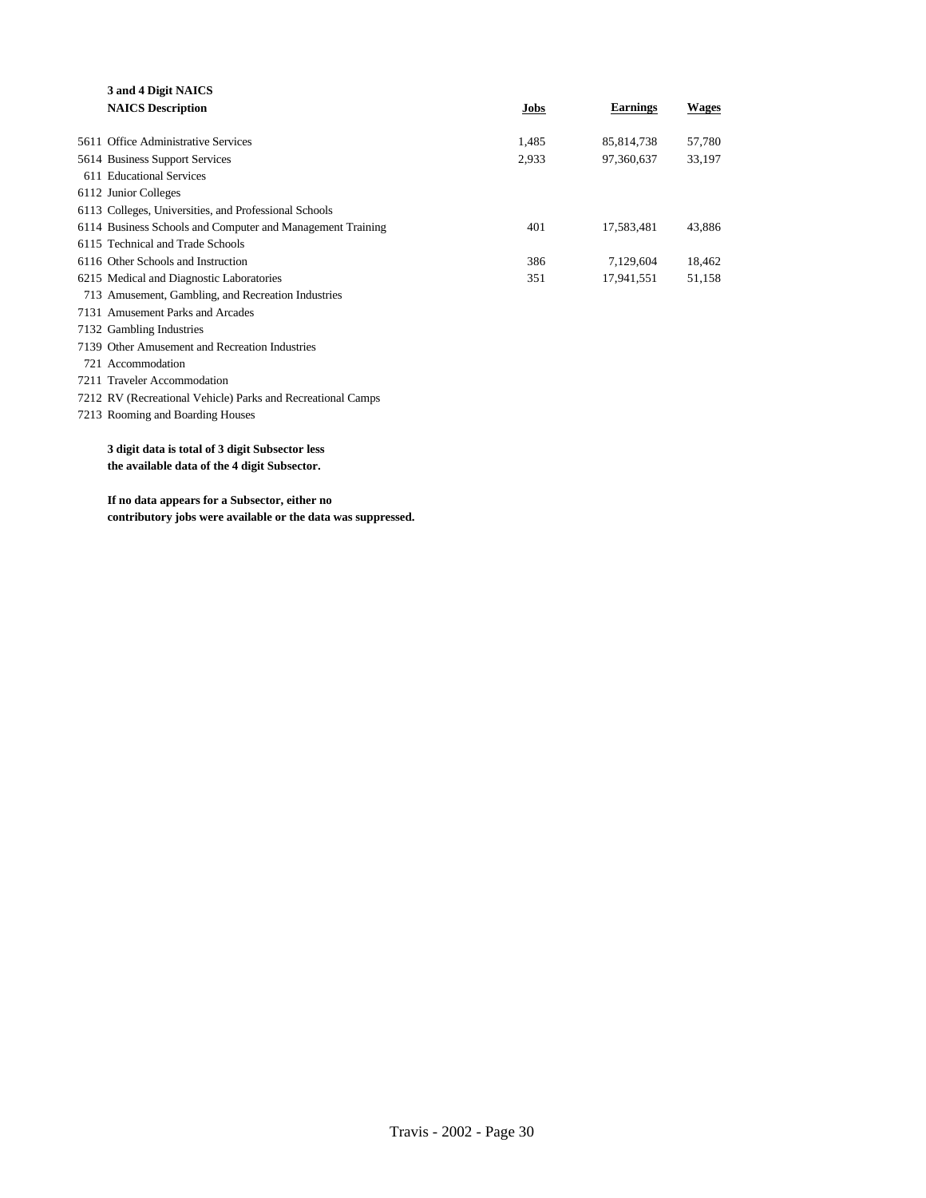| 3 and 4 Digit NAICS | | | | |
| --- | --- | --- | --- | --- |
| | **NAICS Description** | **Jobs** | **Earnings** | **Wages** |
| 5611 | Office Administrative Services | 1,485 | 85,814,738 | 57,780 |
| 5614 | Business Support Services | 2,933 | 97,360,637 | 33,197 |
| 611 | Educational Services | | | |
| 6112 | Junior Colleges | | | |
| 6113 | Colleges, Universities, and Professional Schools | | | |
| 6114 | Business Schools and Computer and Management Training | 401 | 17,583,481 | 43,886 |
| 6115 | Technical and Trade Schools | | | |
| 6116 | Other Schools and Instruction | 386 | 7,129,604 | 18,462 |
| 6215 | Medical and Diagnostic Laboratories | 351 | 17,941,551 | 51,158 |
| 713 | Amusement, Gambling, and Recreation Industries | | | |
| 7131 | Amusement Parks and Arcades | | | |
| 7132 | Gambling Industries | | | |
| 7139 | Other Amusement and Recreation Industries | | | |
| 721 | Accommodation | | | |
| 7211 | Traveler Accommodation | | | |
| 7212 | RV (Recreational Vehicle) Parks and Recreational Camps | | | |
| 7213 | Rooming and Boarding Houses | | | |

**3 digit data is total of 3 digit Subsector less the available data of the 4 digit Subsector.**

**If no data appears for a Subsector, either no contributory jobs were available or the data was suppressed.**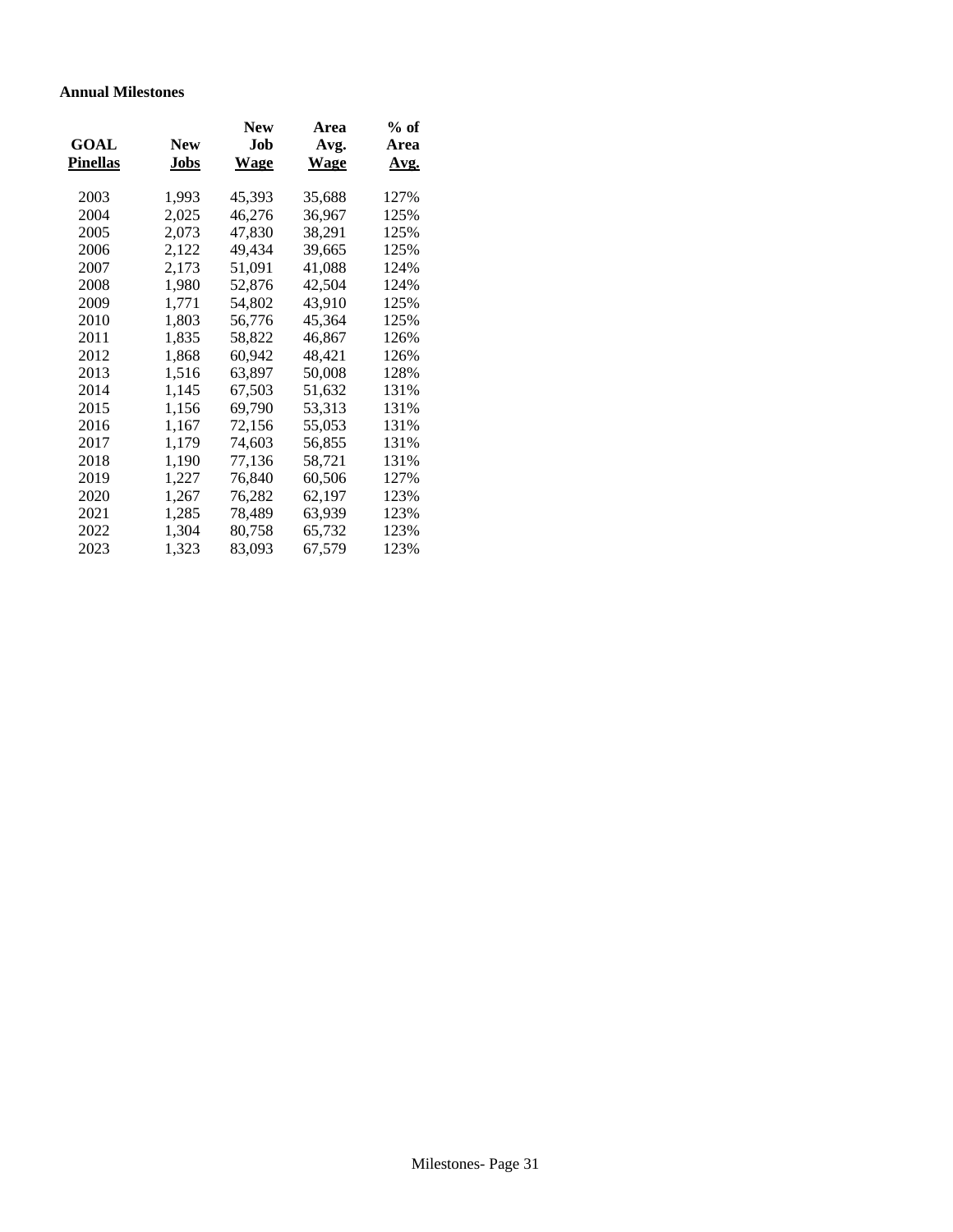**Annual Milestones**

| GOAL Pinellas | New Jobs | New Job Wage | Area Avg. Wage | % of Area Avg. |
|---|---|---|---|---|
| 2003 | 1,993 | 45,393 | 35,688 | 127% |
| 2004 | 2,025 | 46,276 | 36,967 | 125% |
| 2005 | 2,073 | 47,830 | 38,291 | 125% |
| 2006 | 2,122 | 49,434 | 39,665 | 125% |
| 2007 | 2,173 | 51,091 | 41,088 | 124% |
| 2008 | 1,980 | 52,876 | 42,504 | 124% |
| 2009 | 1,771 | 54,802 | 43,910 | 125% |
| 2010 | 1,803 | 56,776 | 45,364 | 125% |
| 2011 | 1,835 | 58,822 | 46,867 | 126% |
| 2012 | 1,868 | 60,942 | 48,421 | 126% |
| 2013 | 1,516 | 63,897 | 50,008 | 128% |
| 2014 | 1,145 | 67,503 | 51,632 | 131% |
| 2015 | 1,156 | 69,790 | 53,313 | 131% |
| 2016 | 1,167 | 72,156 | 55,053 | 131% |
| 2017 | 1,179 | 74,603 | 56,855 | 131% |
| 2018 | 1,190 | 77,136 | 58,721 | 131% |
| 2019 | 1,227 | 76,840 | 60,506 | 127% |
| 2020 | 1,267 | 76,282 | 62,197 | 123% |
| 2021 | 1,285 | 78,489 | 63,939 | 123% |
| 2022 | 1,304 | 80,758 | 65,732 | 123% |
| 2023 | 1,323 | 83,093 | 67,579 | 123% |